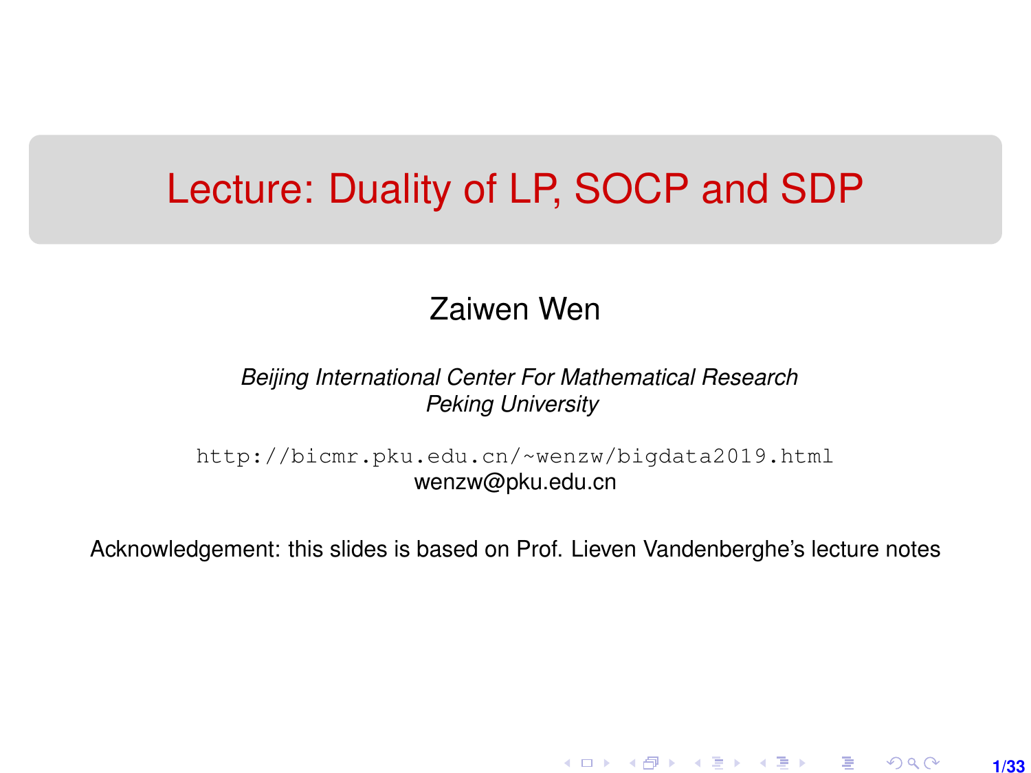# Lecture: Duality of LP, SOCP and SDP

Zaiwen Wen

*Beijing International Center For Mathematical Research*
*Peking University*

http://bicmr.pku.edu.cn/~wenzw/bigdata2019.html
wenzw@pku.edu.cn

Acknowledgement: this slides is based on Prof. Lieven Vandenberghe's lecture notes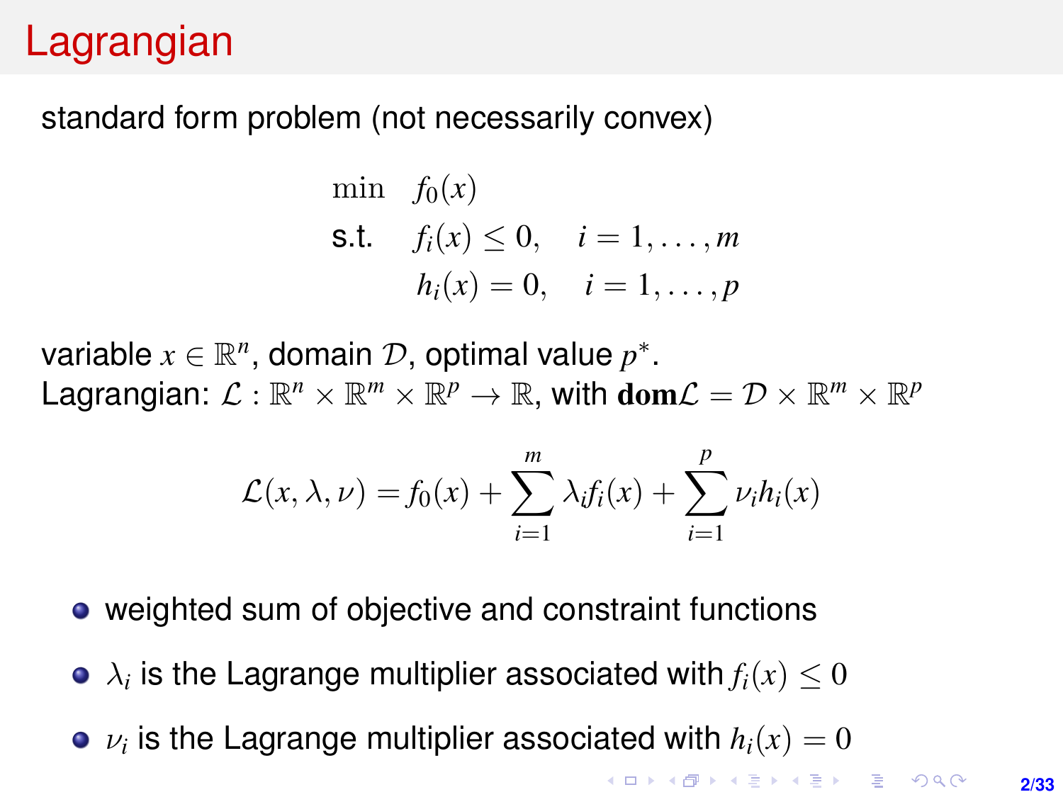# Lagrangian

standard form problem (not necessarily convex)

$$
\begin{aligned}
\min \quad & f_0(x) \\
\text{s.t.} \quad & f_i(x) \leq 0, \quad i = 1, \dots, m \\
& h_i(x) = 0, \quad i = 1, \dots, p
\end{aligned}
$$

variable $x \in \mathbb{R}^n$, domain $\mathcal{D}$, optimal value $p^*$.
Lagrangian: $\mathcal{L} : \mathbb{R}^n \times \mathbb{R}^m \times \mathbb{R}^p \to \mathbb{R}$, with $\mathbf{dom}\mathcal{L} = \mathcal{D} \times \mathbb{R}^m \times \mathbb{R}^p$

$$
\mathcal{L}(x, \lambda, \nu) = f_0(x) + \sum_{i=1}^{m} \lambda_i f_i(x) + \sum_{i=1}^{p} \nu_i h_i(x)
$$

- weighted sum of objective and constraint functions
- $\lambda_i$ is the Lagrange multiplier associated with $f_i(x) \leq 0$
- $\nu_i$ is the Lagrange multiplier associated with $h_i(x) = 0$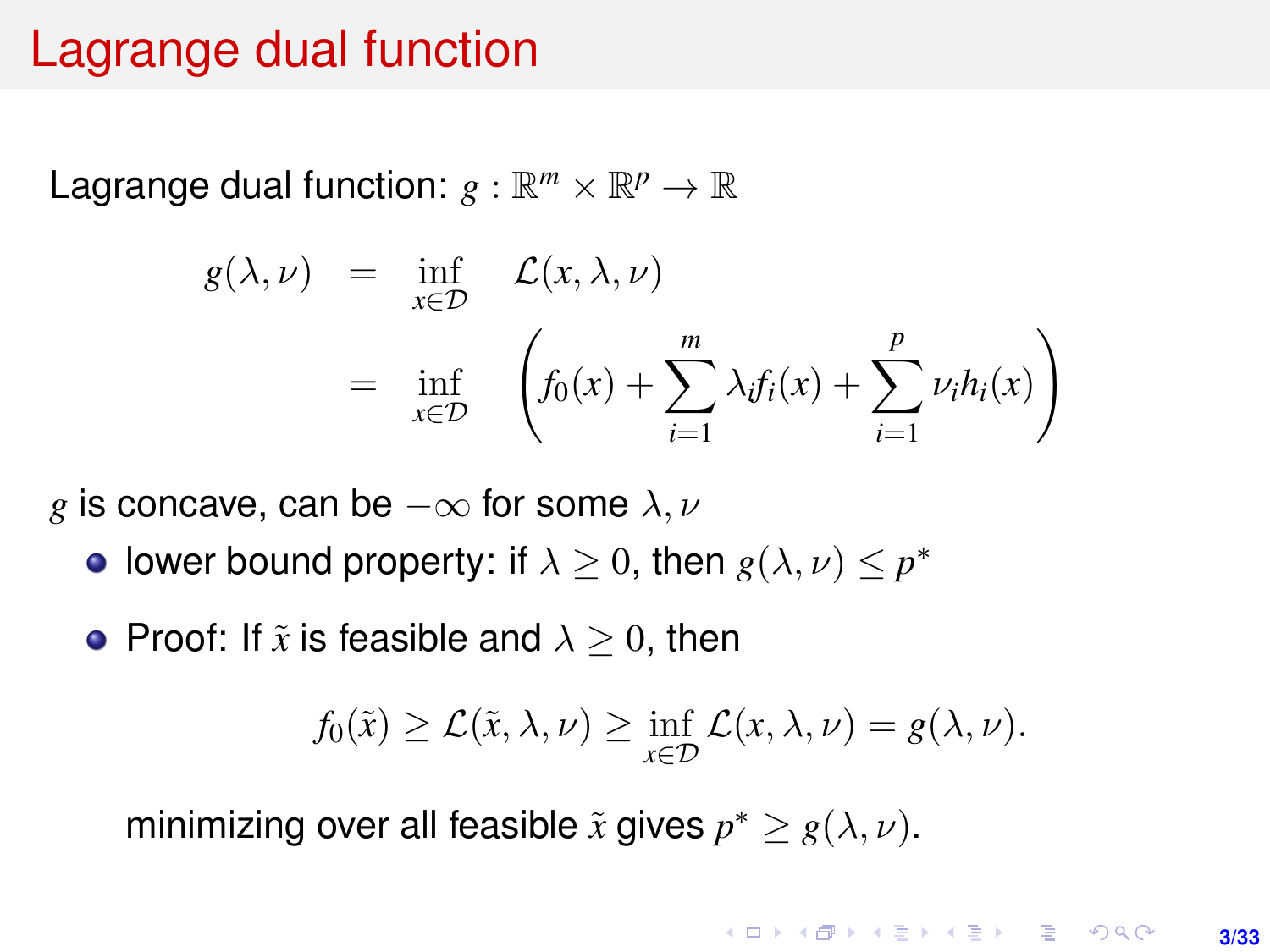# Lagrange dual function

Lagrange dual function: $g : \mathbb{R}^m \times \mathbb{R}^p \to \mathbb{R}$

$$
\begin{aligned}
g(\lambda, \nu) &= \inf_{x \in \mathcal{D}} \quad \mathcal{L}(x, \lambda, \nu) \\
&= \inf_{x \in \mathcal{D}} \quad \left( f_0(x) + \sum_{i=1}^{m} \lambda_i f_i(x) + \sum_{i=1}^{p} \nu_i h_i(x) \right)
\end{aligned}
$$

$g$ is concave, can be $-\infty$ for some $\lambda, \nu$

- lower bound property: if $\lambda \geq 0$, then $g(\lambda, \nu) \leq p^*$
- Proof: If $\tilde{x}$ is feasible and $\lambda \geq 0$, then

$$
f_0(\tilde{x}) \geq \mathcal{L}(\tilde{x}, \lambda, \nu) \geq \inf_{x \in \mathcal{D}} \mathcal{L}(x, \lambda, \nu) = g(\lambda, \nu).
$$

  minimizing over all feasible $\tilde{x}$ gives $p^* \geq g(\lambda, \nu)$.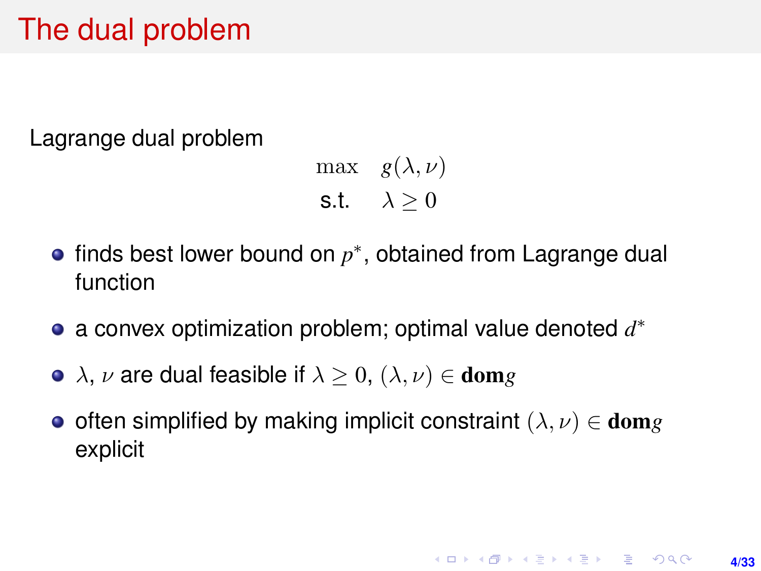# The dual problem

Lagrange dual problem

$$
\begin{array}{ll}
\max & g(\lambda, \nu) \\
\text{s.t.} & \lambda \geq 0
\end{array}
$$

- finds best lower bound on $p^*$, obtained from Lagrange dual function
- a convex optimization problem; optimal value denoted $d^*$
- $\lambda$, $\nu$ are dual feasible if $\lambda \geq 0$, $(\lambda, \nu) \in \mathbf{dom} g$
- often simplified by making implicit constraint $(\lambda, \nu) \in \mathbf{dom} g$ explicit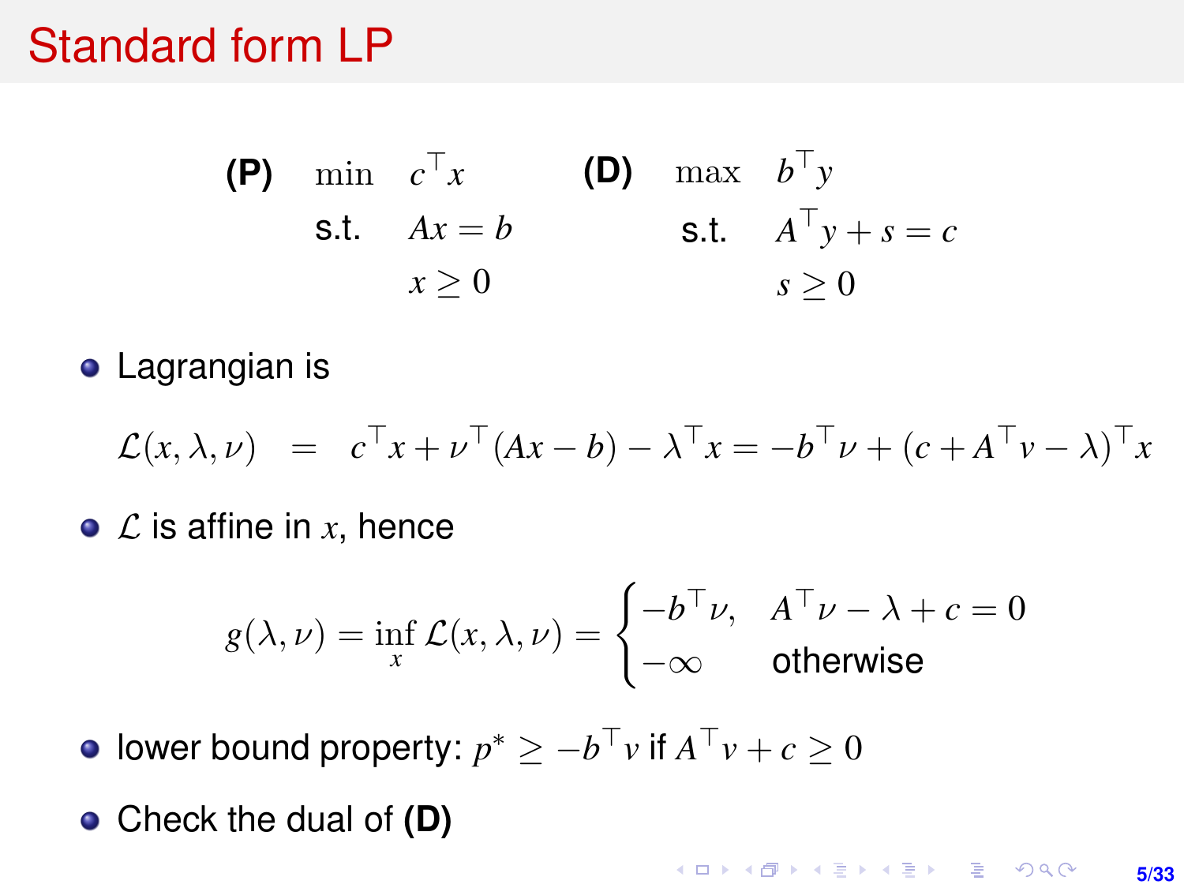# Standard form LP

$$
\textbf{(P)} \quad \begin{array}{ll} \min & c^\top x \\ \text{s.t.} & Ax = b \\ & x \geq 0 \end{array} \qquad \textbf{(D)} \quad \begin{array}{ll} \max & b^\top y \\ \text{s.t.} & A^\top y + s = c \\ & s \geq 0 \end{array}
$$

- Lagrangian is

$$
\mathcal{L}(x, \lambda, \nu) = c^\top x + \nu^\top (Ax - b) - \lambda^\top x = -b^\top \nu + (c + A^\top v - \lambda)^\top x
$$

- $\mathcal{L}$ is affine in $x$, hence

$$
g(\lambda, \nu) = \inf_x \mathcal{L}(x, \lambda, \nu) = \begin{cases} -b^\top \nu, & A^\top \nu - \lambda + c = 0 \\ -\infty & \text{otherwise} \end{cases}
$$

- lower bound property: $p^* \geq -b^\top v$ if $A^\top v + c \geq 0$
- Check the dual of **(D)**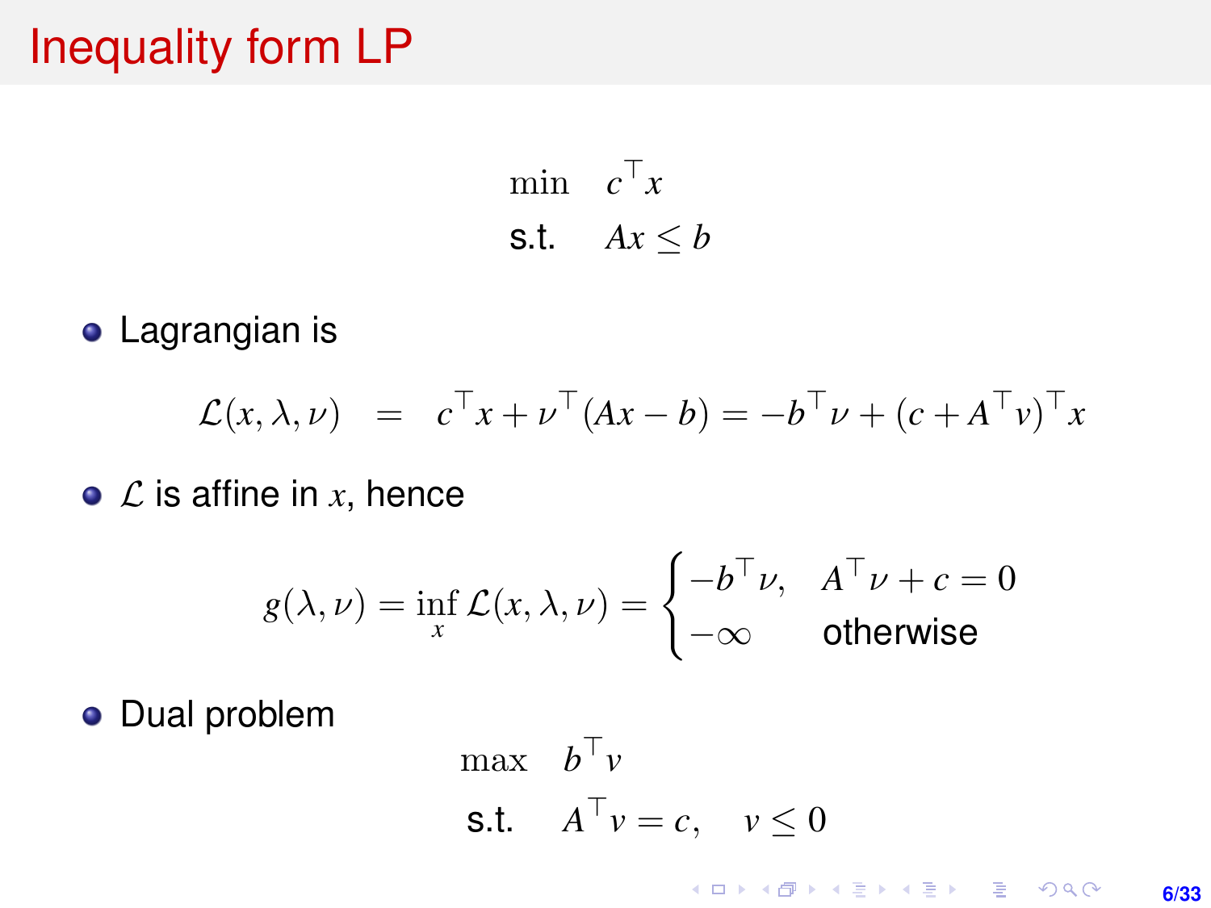# Inequality form LP

$$
\begin{aligned}
\min \quad & c^\top x \\
\text{s.t.} \quad & Ax \leq b
\end{aligned}
$$

- Lagrangian is

$$
\mathcal{L}(x, \lambda, \nu) \;=\; c^\top x + \nu^\top (Ax - b) = -b^\top \nu + (c + A^\top v)^\top x
$$

- $\mathcal{L}$ is affine in $x$, hence

$$
g(\lambda, \nu) = \inf_x \mathcal{L}(x, \lambda, \nu) = \begin{cases} -b^\top \nu, & A^\top \nu + c = 0 \\ -\infty & \text{otherwise} \end{cases}
$$

- Dual problem

$$
\begin{aligned}
\max \quad & b^\top v \\
\text{s.t.} \quad & A^\top v = c, \quad v \leq 0
\end{aligned}
$$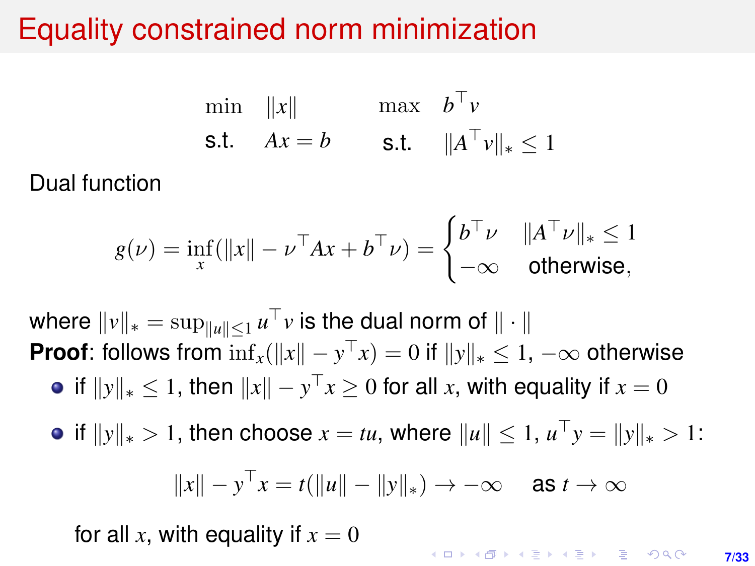# Equality constrained norm minimization

$$
\begin{array}{llll}
\min & \|x\| & \quad \max & b^\top v \\
\text{s.t.} & Ax = b & \quad \text{s.t.} & \|A^\top v\|_* \leq 1
\end{array}
$$

Dual function

$$
g(\nu) = \inf_x (\|x\| - \nu^\top A x + b^\top \nu) = \begin{cases} b^\top \nu & \|A^\top \nu\|_* \leq 1 \\ -\infty & \text{otherwise,} \end{cases}
$$

where $\|v\|_* = \sup_{\|u\| \leq 1} u^\top v$ is the dual norm of $\|\cdot\|$

**Proof**: follows from $\inf_x (\|x\| - y^\top x) = 0$ if $\|y\|_* \leq 1$, $-\infty$ otherwise

- if $\|y\|_* \leq 1$, then $\|x\| - y^\top x \geq 0$ for all $x$, with equality if $x = 0$
- if $\|y\|_* > 1$, then choose $x = tu$, where $\|u\| \leq 1$, $u^\top y = \|y\|_* > 1$:

$$
\|x\| - y^\top x = t(\|u\| - \|y\|_*) \to -\infty \quad \text{as } t \to \infty
$$

  for all $x$, with equality if $x = 0$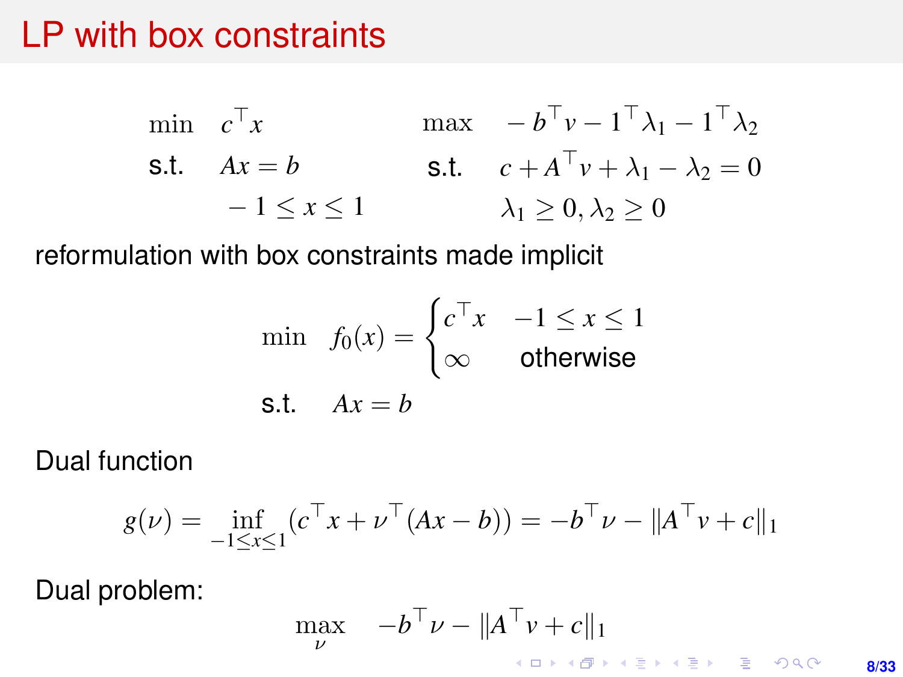# LP with box constraints

$$
\begin{array}{ll}
\min & c^\top x \\
\text{s.t.} & Ax = b \\
& -1 \le x \le 1
\end{array}
\qquad
\begin{array}{ll}
\max & -b^\top v - 1^\top \lambda_1 - 1^\top \lambda_2 \\
\text{s.t.} & c + A^\top v + \lambda_1 - \lambda_2 = 0 \\
& \lambda_1 \ge 0, \lambda_2 \ge 0
\end{array}
$$

reformulation with box constraints made implicit

$$
\begin{array}{ll}
\min & f_0(x) = \begin{cases} c^\top x & -1 \le x \le 1 \\ \infty & \text{otherwise} \end{cases} \\
\text{s.t.} & Ax = b
\end{array}
$$

Dual function

$$
g(\nu) = \inf_{-1 \le x \le 1} (c^\top x + \nu^\top (Ax - b)) = -b^\top \nu - \|A^\top v + c\|_1
$$

Dual problem:

$$
\max_{\nu} \quad -b^\top \nu - \|A^\top v + c\|_1
$$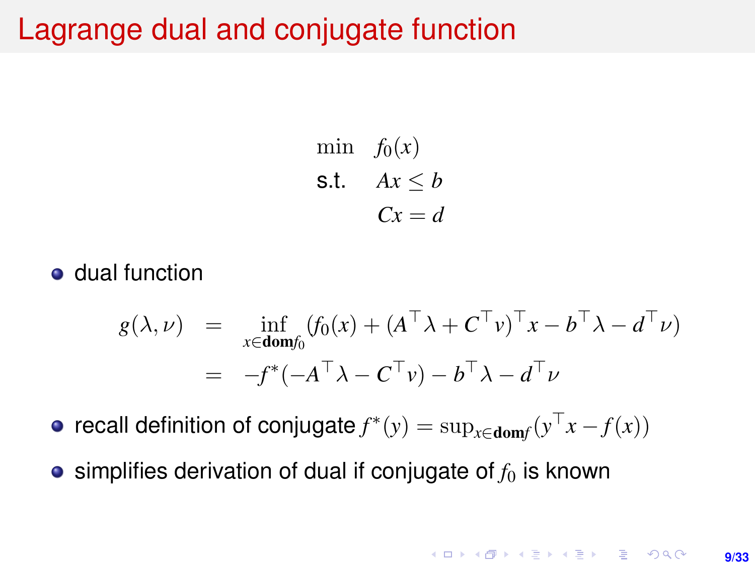# Lagrange dual and conjugate function

$$
\begin{array}{ll}
\min & f_0(x) \\
\text{s.t.} & Ax \leq b \\
& Cx = d
\end{array}
$$

- dual function

$$
\begin{aligned}
g(\lambda, \nu) &= \inf_{x \in \mathbf{dom} f_0} \left( f_0(x) + (A^\top \lambda + C^\top v)^\top x - b^\top \lambda - d^\top \nu \right) \\
&= -f^*(-A^\top \lambda - C^\top v) - b^\top \lambda - d^\top \nu
\end{aligned}
$$

- recall definition of conjugate $f^*(y) = \sup_{x \in \mathbf{dom} f} (y^\top x - f(x))$
- simplifies derivation of dual if conjugate of $f_0$ is known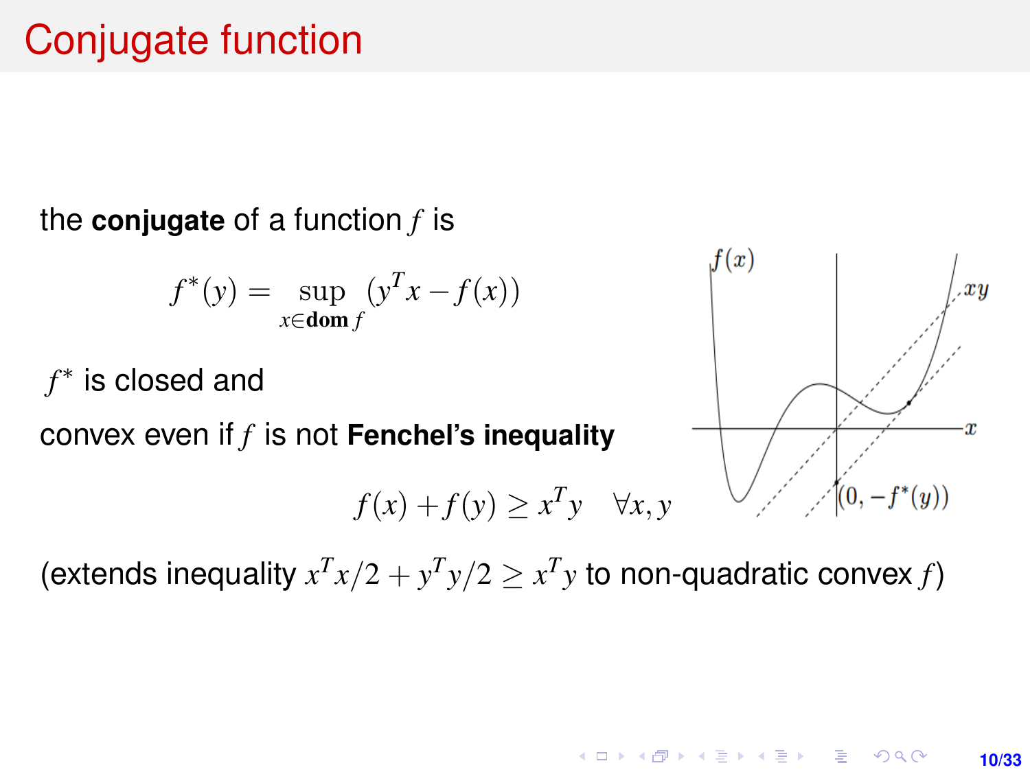# Conjugate function

the **conjugate** of a function $f$ is

$$f^*(y) = \sup_{x \in \mathbf{dom}\, f} (y^T x - f(x))$$

$f^*$ is closed and

convex even if $f$ is not **Fenchel's inequality**

$$f(x) + f(y) \geq x^T y \quad \forall x, y$$

(extends inequality $x^T x/2 + y^T y/2 \geq x^T y$ to non-quadratic convex $f$)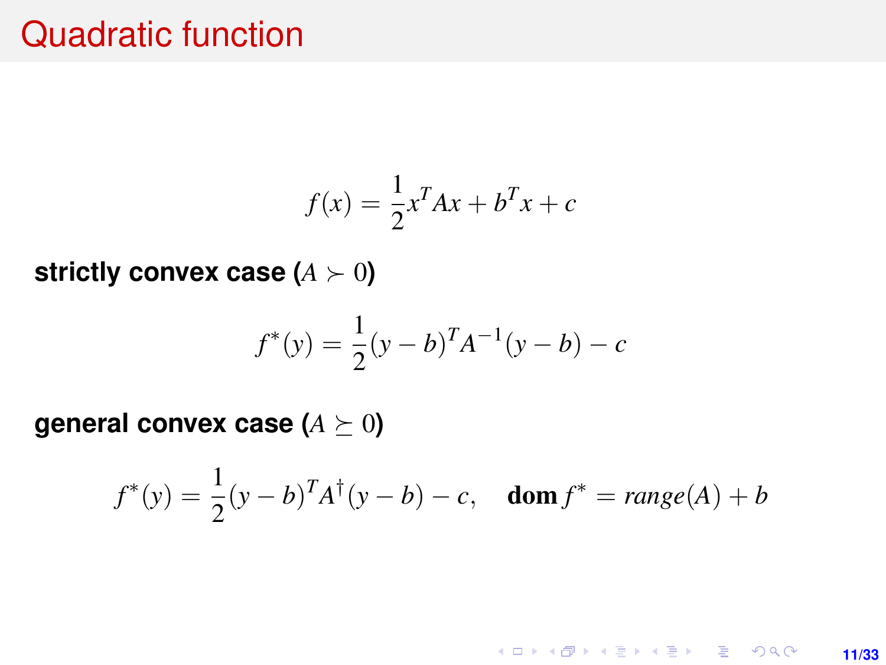# Quadratic function

$$f(x) = \frac{1}{2}x^T Ax + b^T x + c$$

**strictly convex case ($A \succ 0$)**

$$f^*(y) = \frac{1}{2}(y - b)^T A^{-1}(y - b) - c$$

**general convex case ($A \succeq 0$)**

$$f^*(y) = \frac{1}{2}(y - b)^T A^{\dagger}(y - b) - c, \quad \mathbf{dom}\, f^* = range(A) + b$$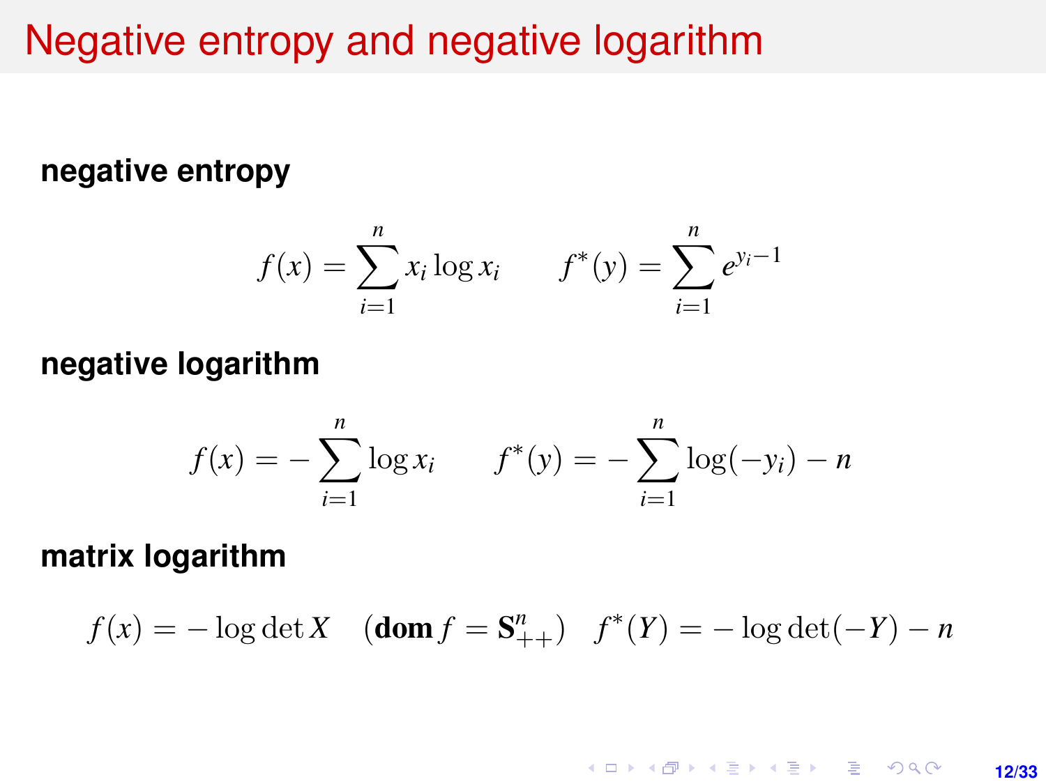# Negative entropy and negative logarithm

**negative entropy**

$$f(x) = \sum_{i=1}^{n} x_i \log x_i \qquad f^*(y) = \sum_{i=1}^{n} e^{y_i - 1}$$

**negative logarithm**

$$f(x) = -\sum_{i=1}^{n} \log x_i \qquad f^*(y) = -\sum_{i=1}^{n} \log(-y_i) - n$$

**matrix logarithm**

$$f(x) = -\log\det X \quad (\mathbf{dom}\, f = \mathbf{S}_{++}^n) \quad f^*(Y) = -\log\det(-Y) - n$$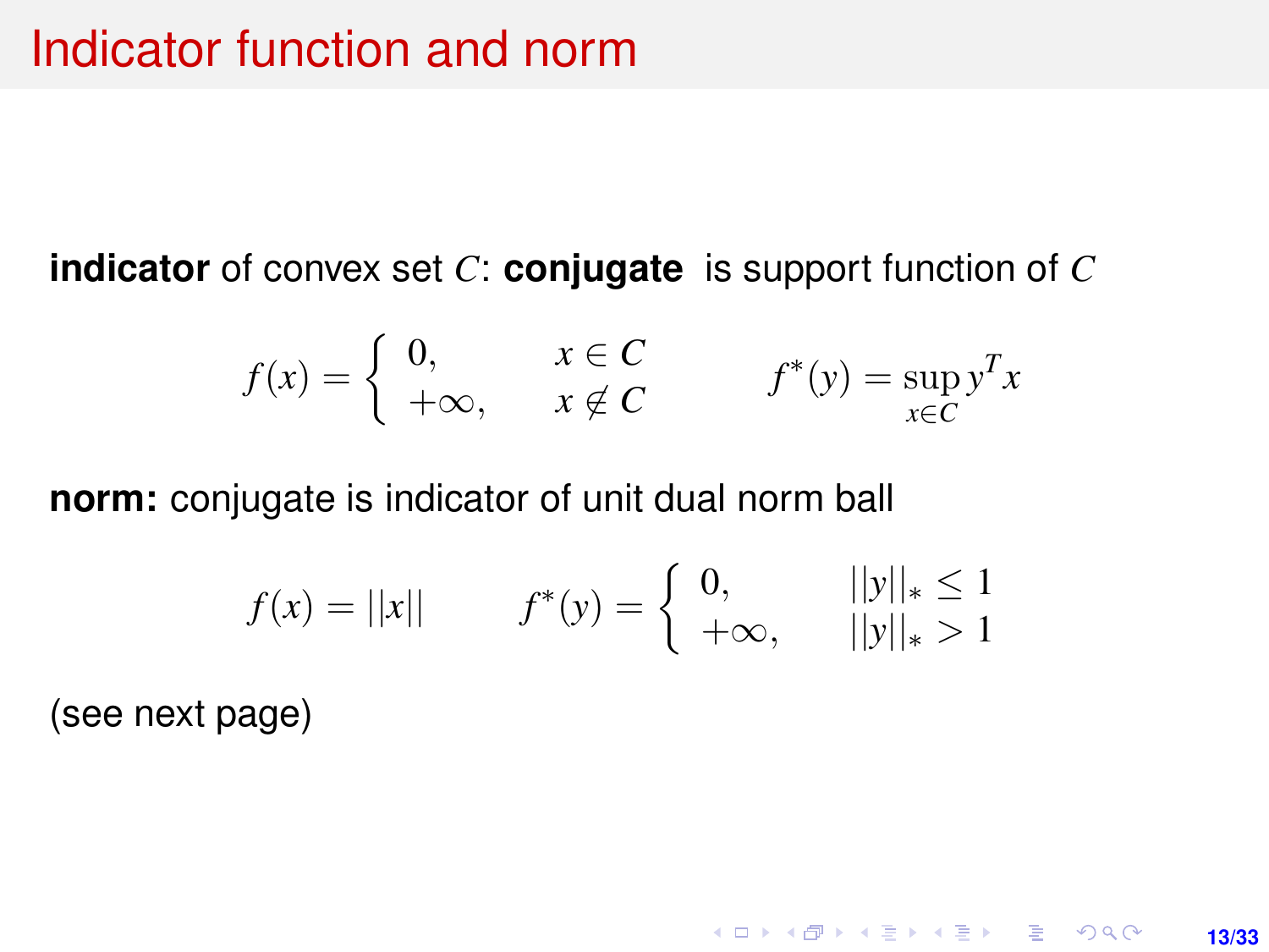# Indicator function and norm

**indicator** of convex set $C$: **conjugate** is support function of $C$

$$f(x) = \begin{cases} 0, & x \in C \\ +\infty, & x \notin C \end{cases} \qquad f^*(y) = \sup_{x \in C} y^T x$$

**norm:** conjugate is indicator of unit dual norm ball

$$f(x) = ||x|| \qquad f^*(y) = \begin{cases} 0, & ||y||_* \le 1 \\ +\infty, & ||y||_* > 1 \end{cases}$$

(see next page)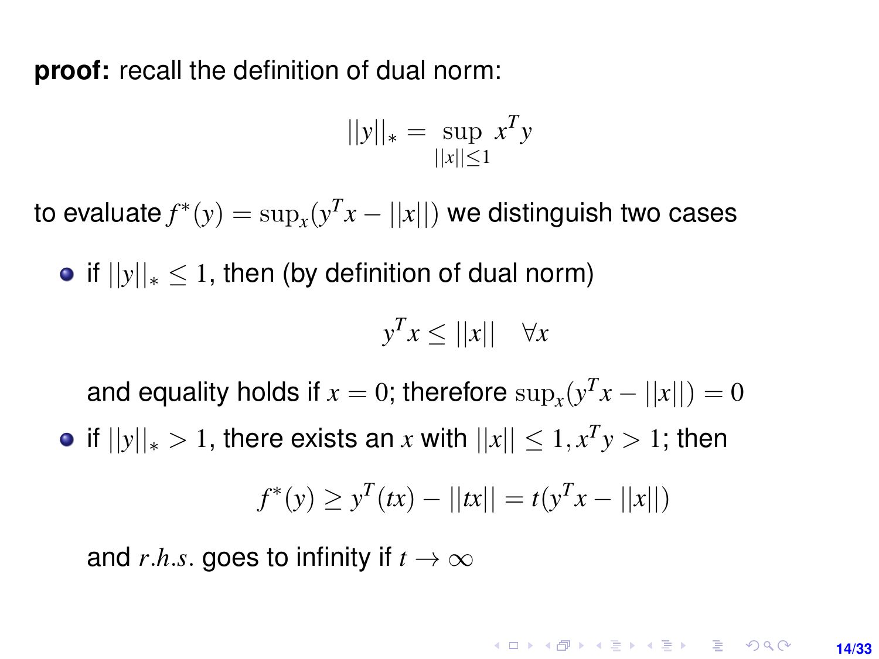**proof:** recall the definition of dual norm:

$$||y||_* = \sup_{||x|| \leq 1} x^T y$$

to evaluate $f^*(y) = \sup_x (y^T x - ||x||)$ we distinguish two cases

- if $||y||_* \leq 1$, then (by definition of dual norm)

  $$y^T x \leq ||x|| \quad \forall x$$

  and equality holds if $x = 0$; therefore $\sup_x (y^T x - ||x||) = 0$

- if $||y||_* > 1$, there exists an $x$ with $||x|| \leq 1, x^T y > 1$; then

  $$f^*(y) \geq y^T(tx) - ||tx|| = t(y^T x - ||x||)$$

  and $r.h.s.$ goes to infinity if $t \to \infty$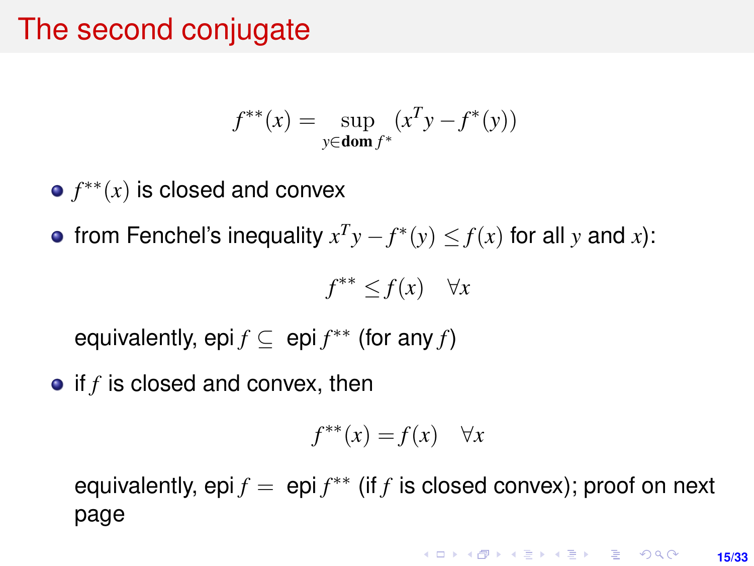# The second conjugate

$$f^{**}(x) = \sup_{y \in \textbf{dom}\, f^*} (x^T y - f^*(y))$$

- $f^{**}(x)$ is closed and convex
- from Fenchel's inequality $x^T y - f^*(y) \leq f(x)$ for all $y$ and $x$):

  $$f^{**} \leq f(x) \quad \forall x$$

  equivalently, epi $f \subseteq$ epi $f^{**}$ (for any $f$)
- if $f$ is closed and convex, then

  $$f^{**}(x) = f(x) \quad \forall x$$

  equivalently, epi $f =$ epi $f^{**}$ (if $f$ is closed convex); proof on next page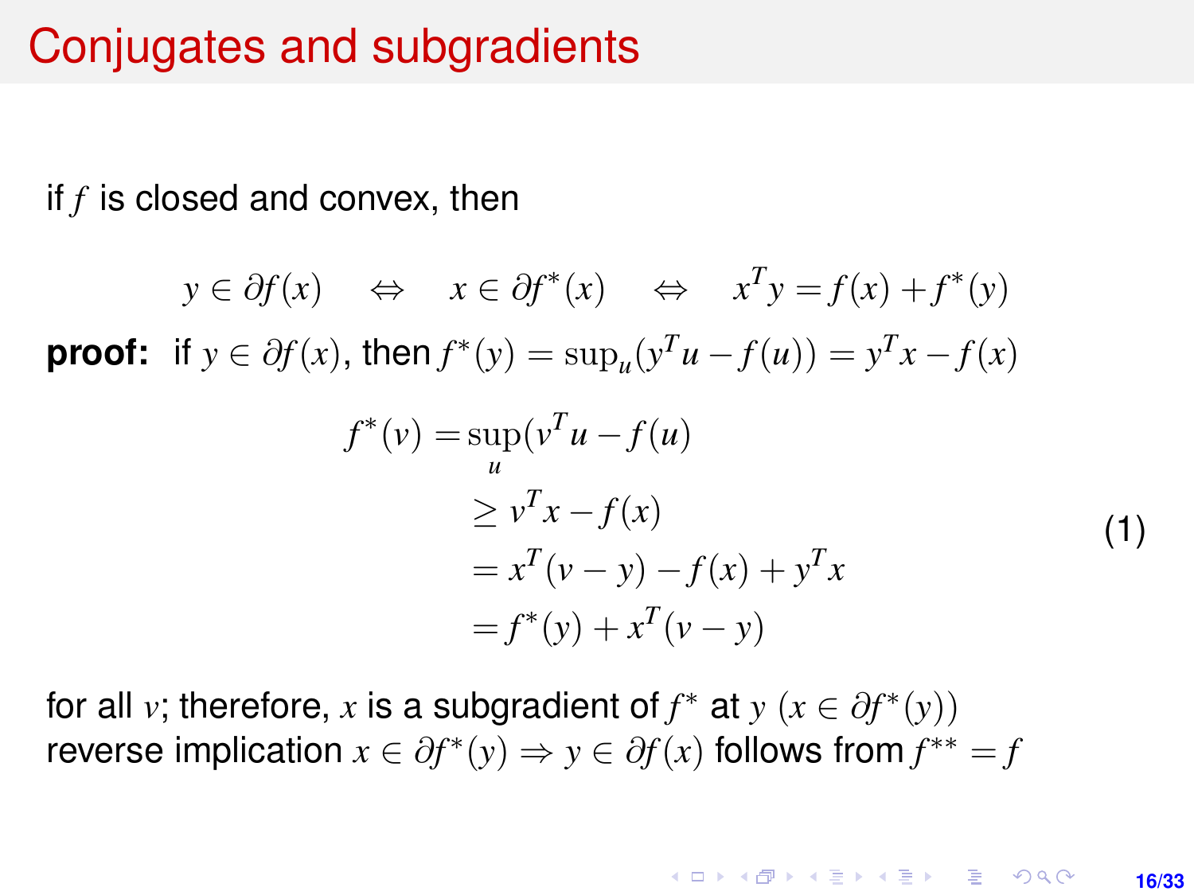# Conjugates and subgradients

if $f$ is closed and convex, then

$$y \in \partial f(x) \quad \Leftrightarrow \quad x \in \partial f^*(x) \quad \Leftrightarrow \quad x^T y = f(x) + f^*(y)$$

**proof:** if $y \in \partial f(x)$, then $f^*(y) = \sup_u (y^T u - f(u)) = y^T x - f(x)$

$$\begin{aligned} f^*(v) &= \sup_u (v^T u - f(u) \\ &\geq v^T x - f(x) \\ &= x^T(v - y) - f(x) + y^T x \\ &= f^*(y) + x^T(v - y) \end{aligned} \tag{1}$$

for all $v$; therefore, $x$ is a subgradient of $f^*$ at $y$ ($x \in \partial f^*(y)$)
reverse implication $x \in \partial f^*(y) \Rightarrow y \in \partial f(x)$ follows from $f^{**} = f$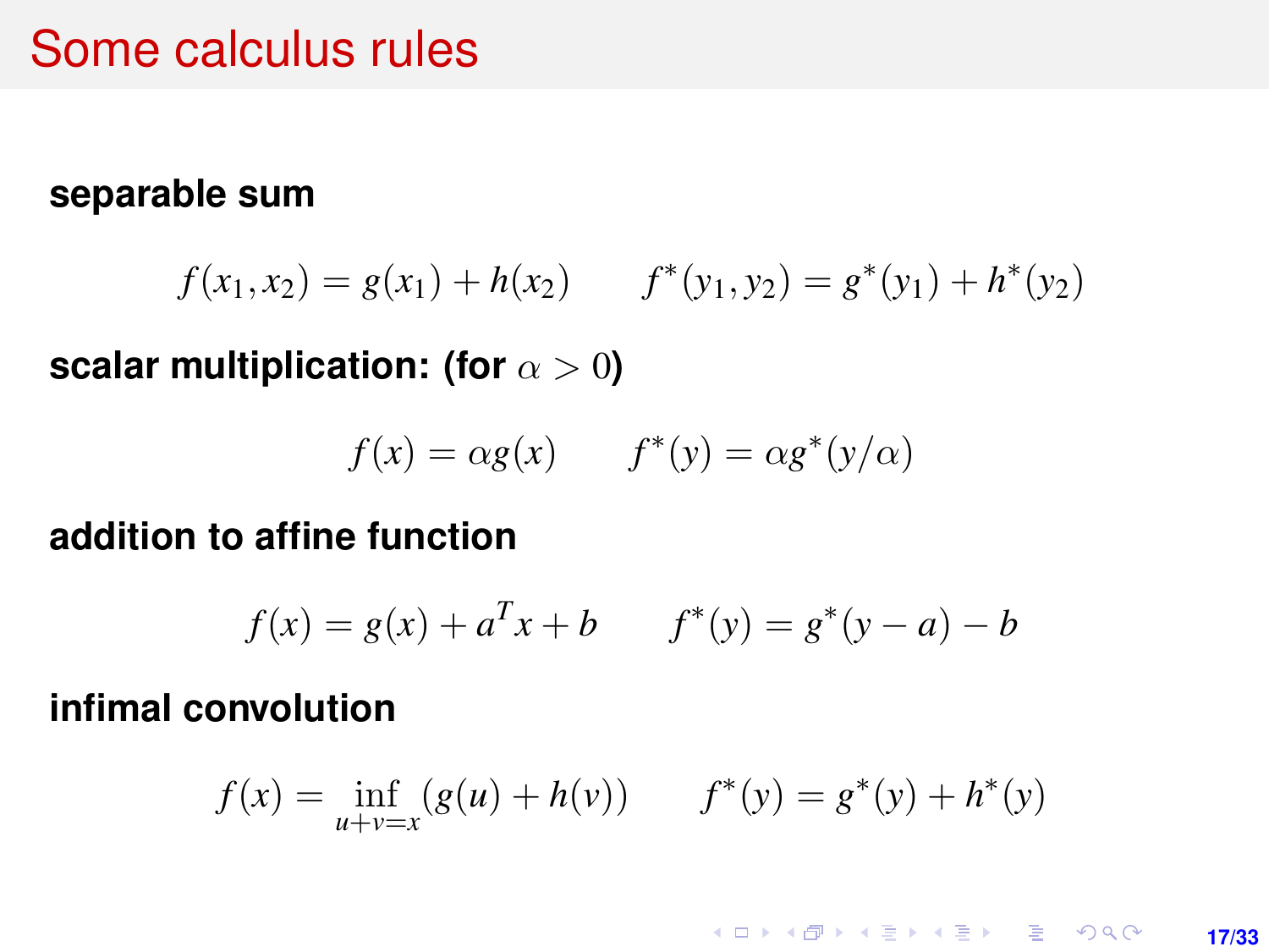# Some calculus rules

**separable sum**

$$f(x_1, x_2) = g(x_1) + h(x_2) \qquad f^*(y_1, y_2) = g^*(y_1) + h^*(y_2)$$

**scalar multiplication: (for $\alpha > 0$)**

$$f(x) = \alpha g(x) \qquad f^*(y) = \alpha g^*(y/\alpha)$$

**addition to affine function**

$$f(x) = g(x) + a^T x + b \qquad f^*(y) = g^*(y - a) - b$$

**infimal convolution**

$$f(x) = \inf_{u+v=x} (g(u) + h(v)) \qquad f^*(y) = g^*(y) + h^*(y)$$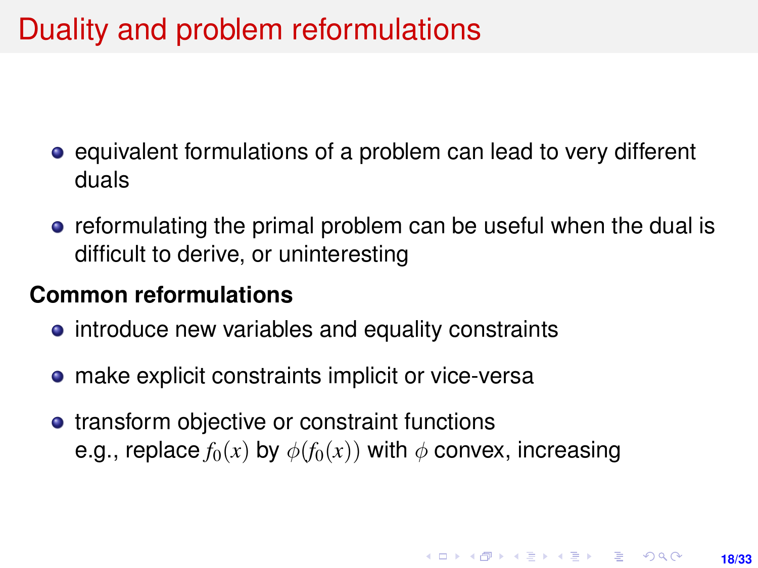# Duality and problem reformulations

- equivalent formulations of a problem can lead to very different duals
- reformulating the primal problem can be useful when the dual is difficult to derive, or uninteresting

**Common reformulations**

- introduce new variables and equality constraints
- make explicit constraints implicit or vice-versa
- transform objective or constraint functions
  e.g., replace $f_0(x)$ by $\phi(f_0(x))$ with $\phi$ convex, increasing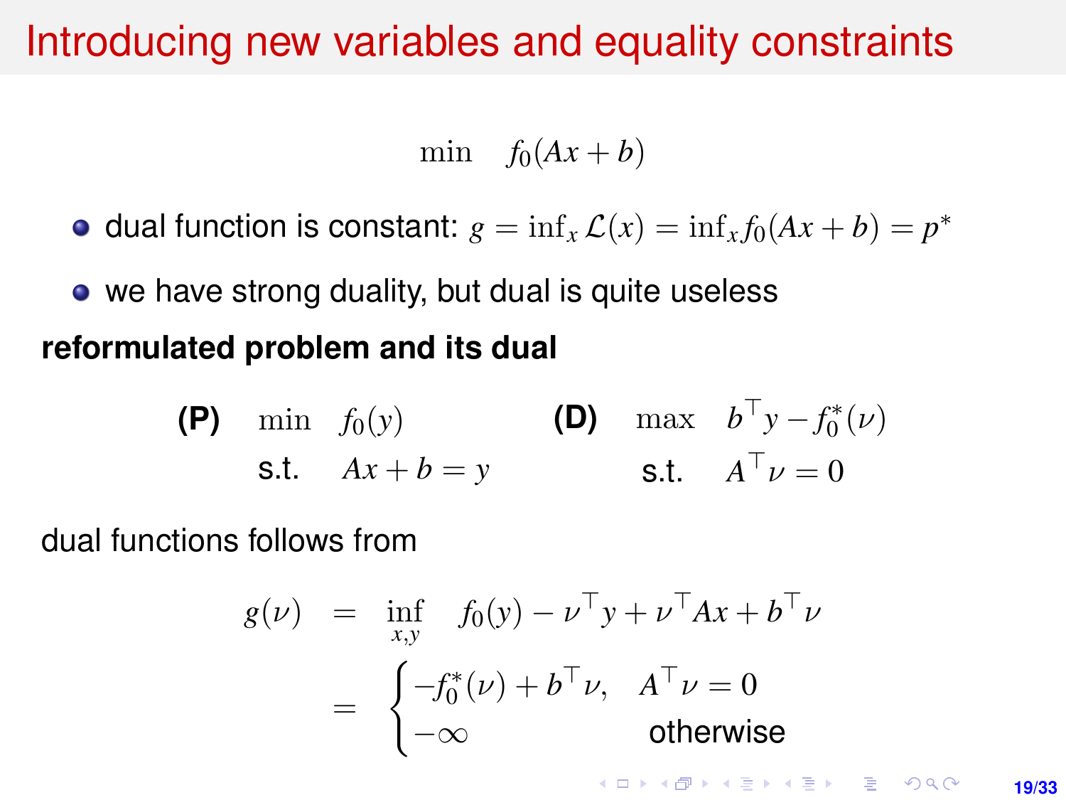# Introducing new variables and equality constraints

$$\min \quad f_0(Ax + b)$$

- dual function is constant: $g = \inf_x \mathcal{L}(x) = \inf_x f_0(Ax + b) = p^*$
- we have strong duality, but dual is quite useless

**reformulated problem and its dual**

$$\textbf{(P)} \quad \begin{array}{ll} \min & f_0(y) \\ \text{s.t.} & Ax + b = y \end{array} \qquad\qquad \textbf{(D)} \quad \begin{array}{ll} \max & b^\top y - f_0^*(\nu) \\ \text{s.t.} & A^\top \nu = 0 \end{array}$$

dual functions follows from

$$\begin{aligned} g(\nu) &= \inf_{x,y} \quad f_0(y) - \nu^\top y + \nu^\top Ax + b^\top \nu \\ &= \begin{cases} -f_0^*(\nu) + b^\top \nu, & A^\top \nu = 0 \\ -\infty & \text{otherwise} \end{cases} \end{aligned}$$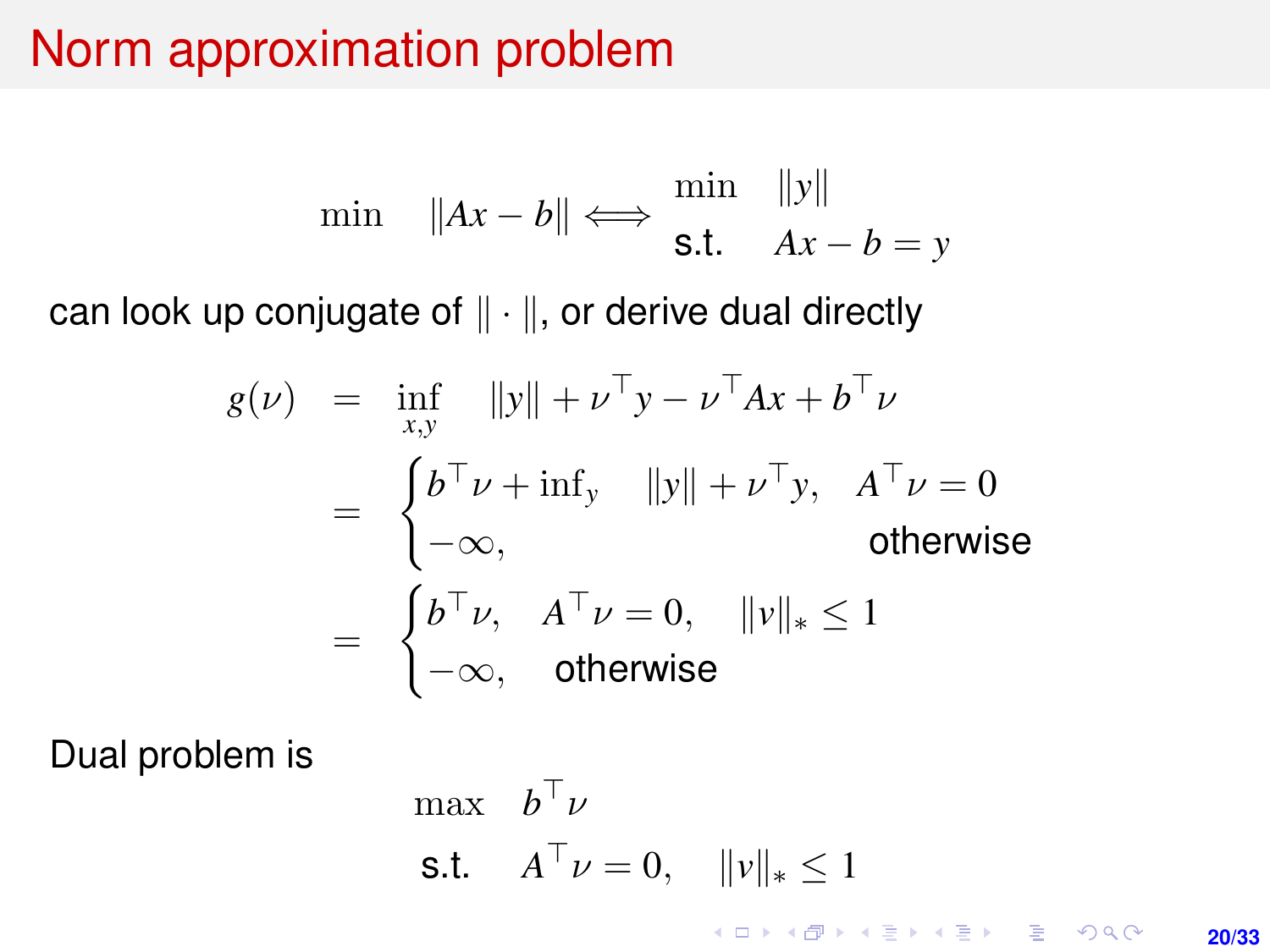# Norm approximation problem

$$\min \quad \|Ax - b\| \iff \begin{array}{ll} \min & \|y\| \\ \text{s.t.} & Ax - b = y \end{array}$$

can look up conjugate of $\|\cdot\|$, or derive dual directly

$$\begin{aligned} g(\nu) &= \inf_{x,y} \quad \|y\| + \nu^\top y - \nu^\top Ax + b^\top \nu \\ &= \begin{cases} b^\top \nu + \inf_y \quad \|y\| + \nu^\top y, & A^\top \nu = 0 \\ -\infty, & \text{otherwise} \end{cases} \\ &= \begin{cases} b^\top \nu, \quad A^\top \nu = 0, \quad \|v\|_* \leq 1 \\ -\infty, \quad \text{otherwise} \end{cases} \end{aligned}$$

Dual problem is

$$\begin{array}{ll} \max & b^\top \nu \\ \text{s.t.} & A^\top \nu = 0, \quad \|v\|_* \leq 1 \end{array}$$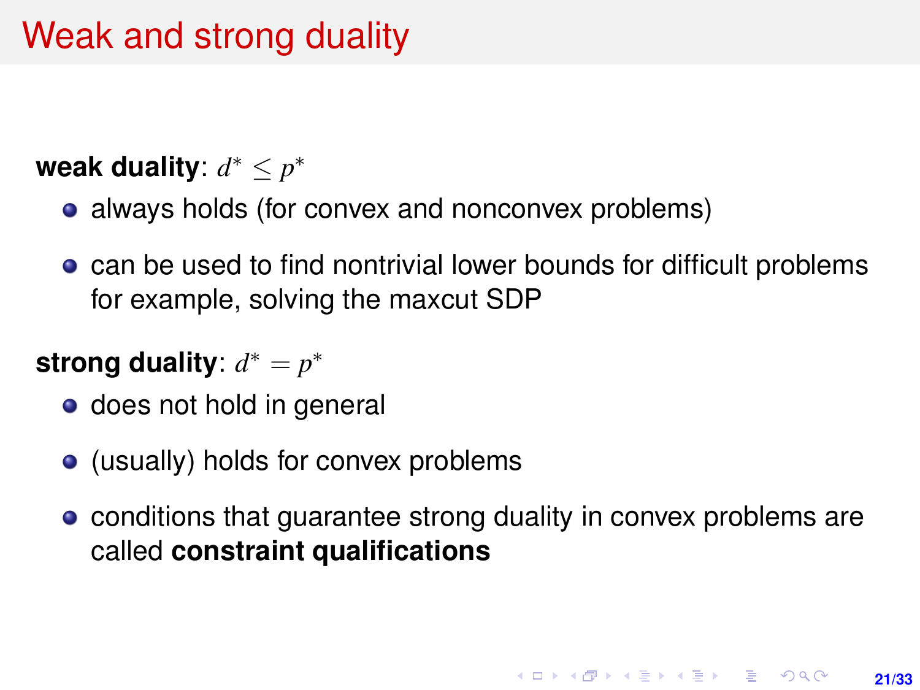# Weak and strong duality

**weak duality**: $d^* \leq p^*$

- always holds (for convex and nonconvex problems)
- can be used to find nontrivial lower bounds for difficult problems for example, solving the maxcut SDP

**strong duality**: $d^* = p^*$

- does not hold in general
- (usually) holds for convex problems
- conditions that guarantee strong duality in convex problems are called **constraint qualifications**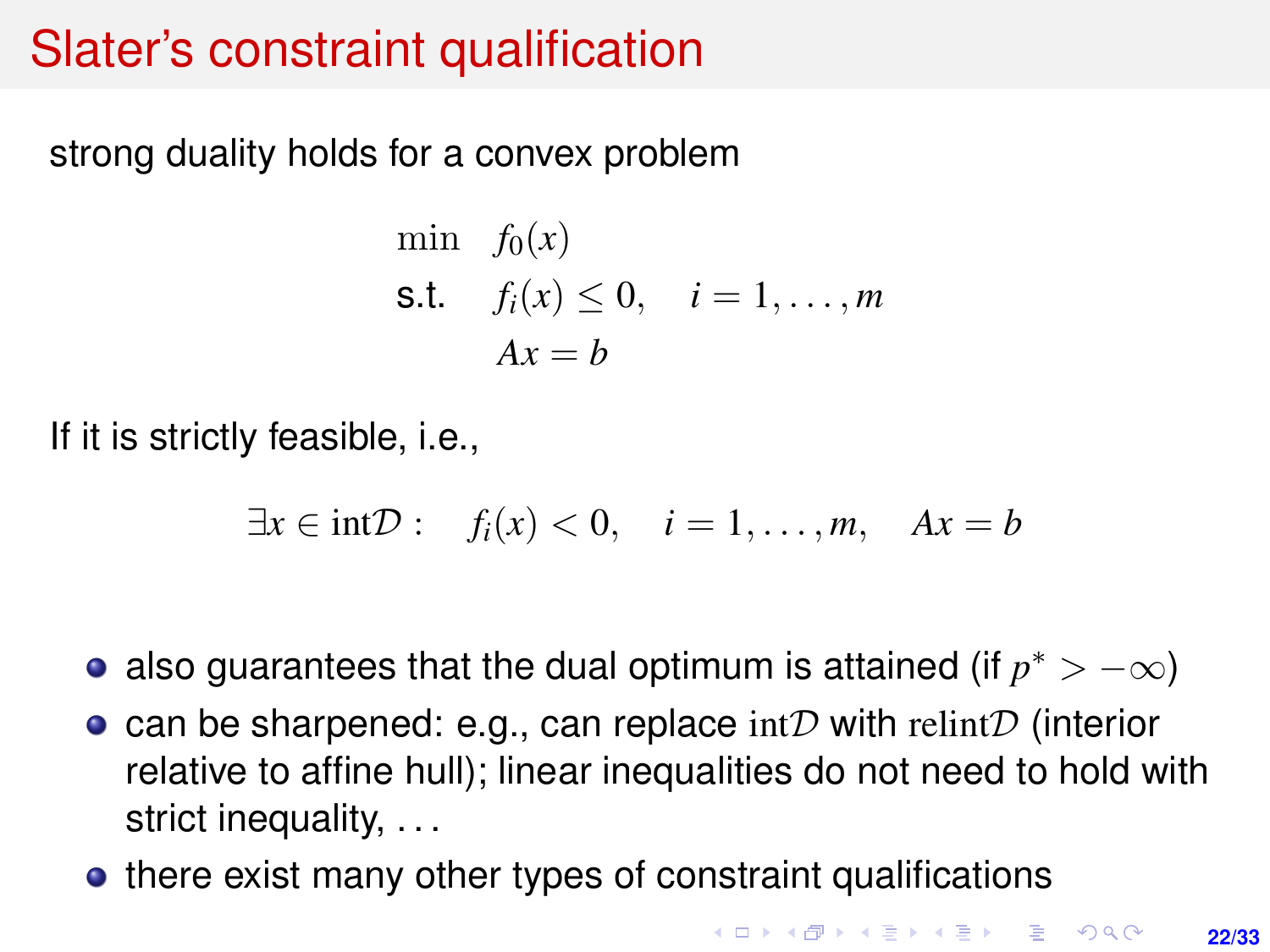# Slater's constraint qualification

strong duality holds for a convex problem

$$
\begin{aligned}
\min \quad & f_0(x) \\
\text{s.t.} \quad & f_i(x) \leq 0, \quad i = 1, \ldots, m \\
& Ax = b
\end{aligned}
$$

If it is strictly feasible, i.e.,

$$
\exists x \in \mathrm{int}\mathcal{D} : \quad f_i(x) < 0, \quad i = 1, \ldots, m, \quad Ax = b
$$

- also guarantees that the dual optimum is attained (if $p^* > -\infty$)
- can be sharpened: e.g., can replace $\mathrm{int}\mathcal{D}$ with $\mathrm{relint}\mathcal{D}$ (interior relative to affine hull); linear inequalities do not need to hold with strict inequality, ...
- there exist many other types of constraint qualifications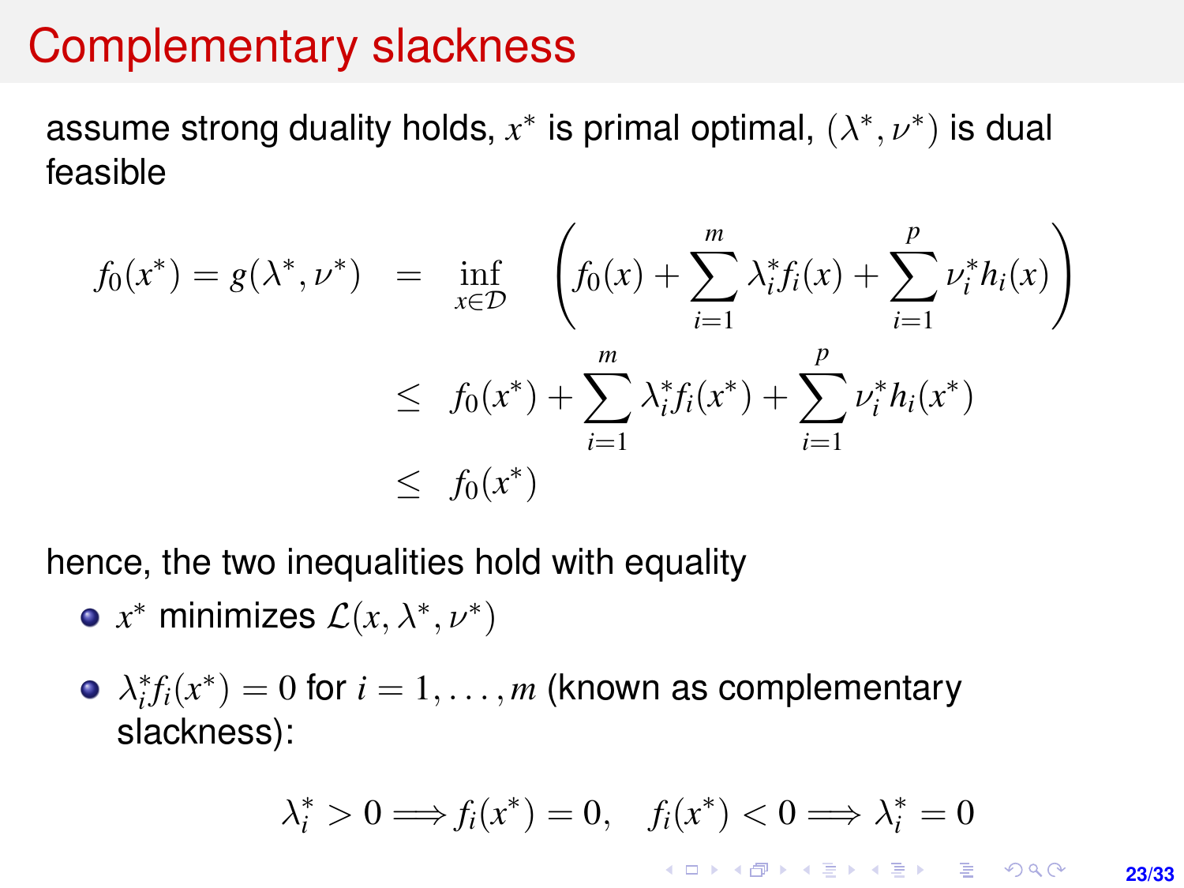# Complementary slackness

assume strong duality holds, $x^*$ is primal optimal, $(\lambda^*, \nu^*)$ is dual feasible

$$
\begin{aligned}
f_0(x^*) = g(\lambda^*, \nu^*) &= \inf_{x \in \mathcal{D}} \left( f_0(x) + \sum_{i=1}^{m} \lambda_i^* f_i(x) + \sum_{i=1}^{p} \nu_i^* h_i(x) \right) \\
&\leq f_0(x^*) + \sum_{i=1}^{m} \lambda_i^* f_i(x^*) + \sum_{i=1}^{p} \nu_i^* h_i(x^*) \\
&\leq f_0(x^*)
\end{aligned}
$$

hence, the two inequalities hold with equality

- $x^*$ minimizes $\mathcal{L}(x, \lambda^*, \nu^*)$
- $\lambda_i^* f_i(x^*) = 0$ for $i = 1, \ldots, m$ (known as complementary slackness):

$$
\lambda_i^* > 0 \Longrightarrow f_i(x^*) = 0, \quad f_i(x^*) < 0 \Longrightarrow \lambda_i^* = 0
$$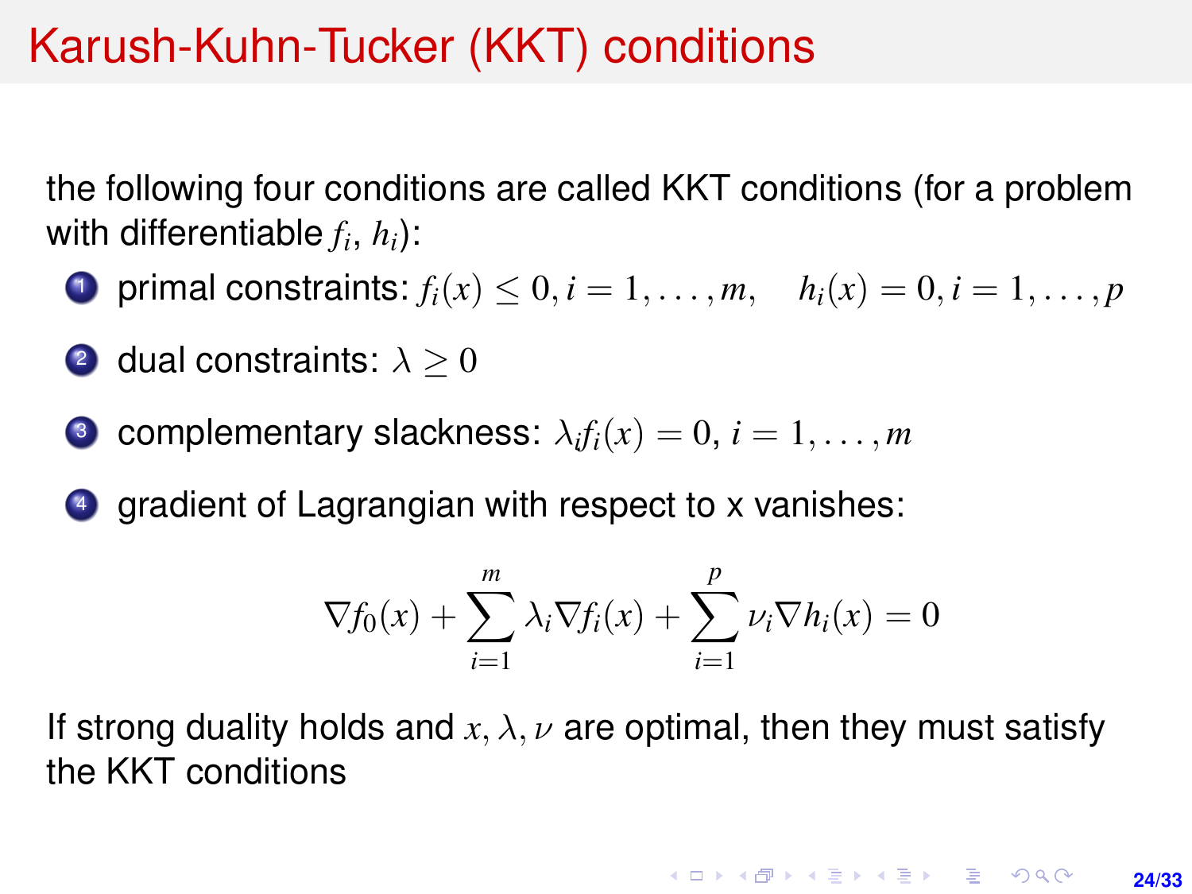# Karush-Kuhn-Tucker (KKT) conditions

the following four conditions are called KKT conditions (for a problem with differentiable $f_i$, $h_i$):

1. primal constraints: $f_i(x) \leq 0, i = 1, \ldots, m, \quad h_i(x) = 0, i = 1, \ldots, p$
2. dual constraints: $\lambda \geq 0$
3. complementary slackness: $\lambda_i f_i(x) = 0$, $i = 1, \ldots, m$
4. gradient of Lagrangian with respect to x vanishes:

$$\nabla f_0(x) + \sum_{i=1}^{m} \lambda_i \nabla f_i(x) + \sum_{i=1}^{p} \nu_i \nabla h_i(x) = 0$$

If strong duality holds and $x, \lambda, \nu$ are optimal, then they must satisfy the KKT conditions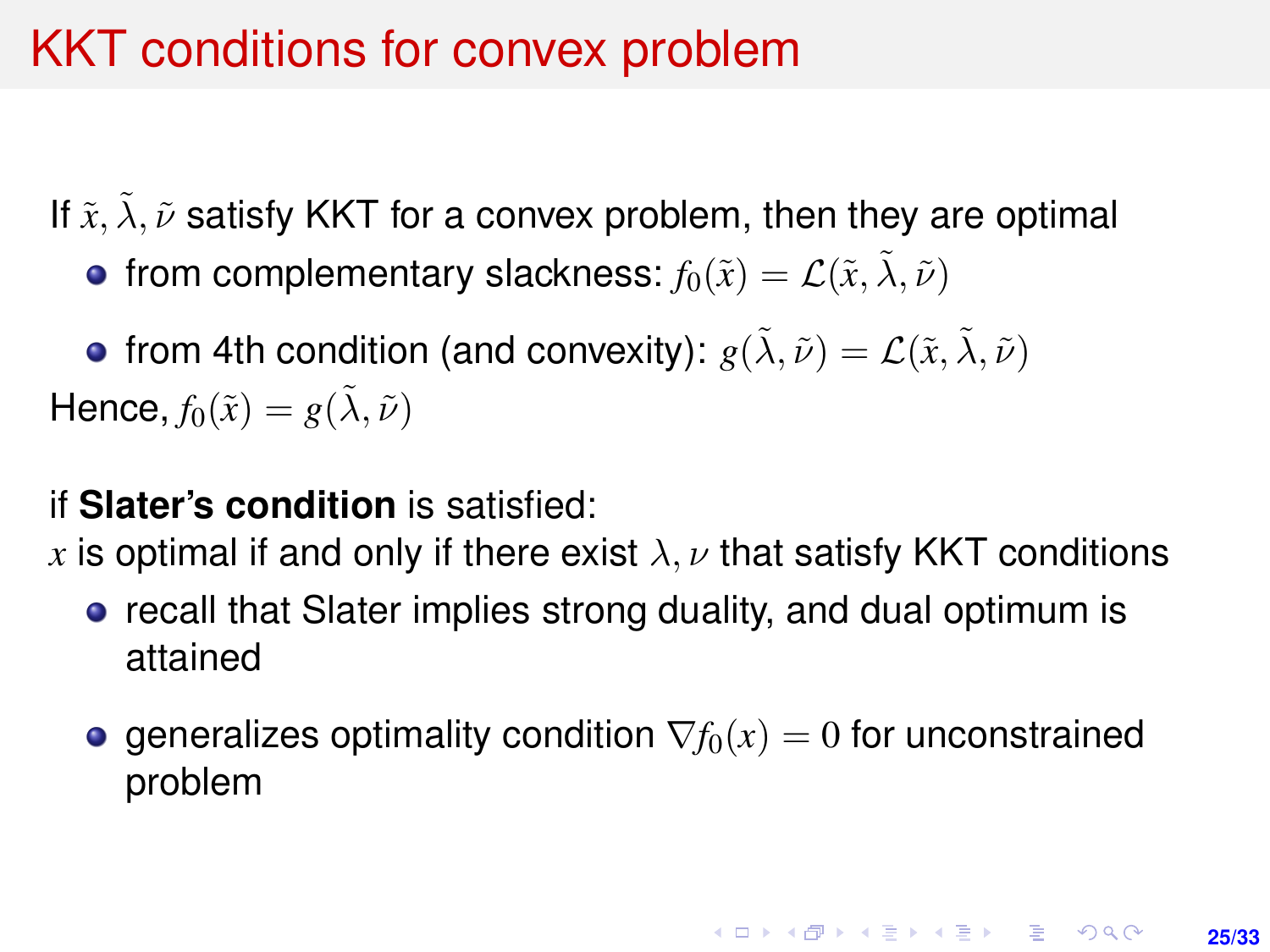# KKT conditions for convex problem

If $\tilde{x}, \tilde{\lambda}, \tilde{\nu}$ satisfy KKT for a convex problem, then they are optimal

- from complementary slackness: $f_0(\tilde{x}) = \mathcal{L}(\tilde{x}, \tilde{\lambda}, \tilde{\nu})$
- from 4th condition (and convexity): $g(\tilde{\lambda}, \tilde{\nu}) = \mathcal{L}(\tilde{x}, \tilde{\lambda}, \tilde{\nu})$

Hence, $f_0(\tilde{x}) = g(\tilde{\lambda}, \tilde{\nu})$

if **Slater's condition** is satisfied:
$x$ is optimal if and only if there exist $\lambda, \nu$ that satisfy KKT conditions

- recall that Slater implies strong duality, and dual optimum is attained
- generalizes optimality condition $\nabla f_0(x) = 0$ for unconstrained problem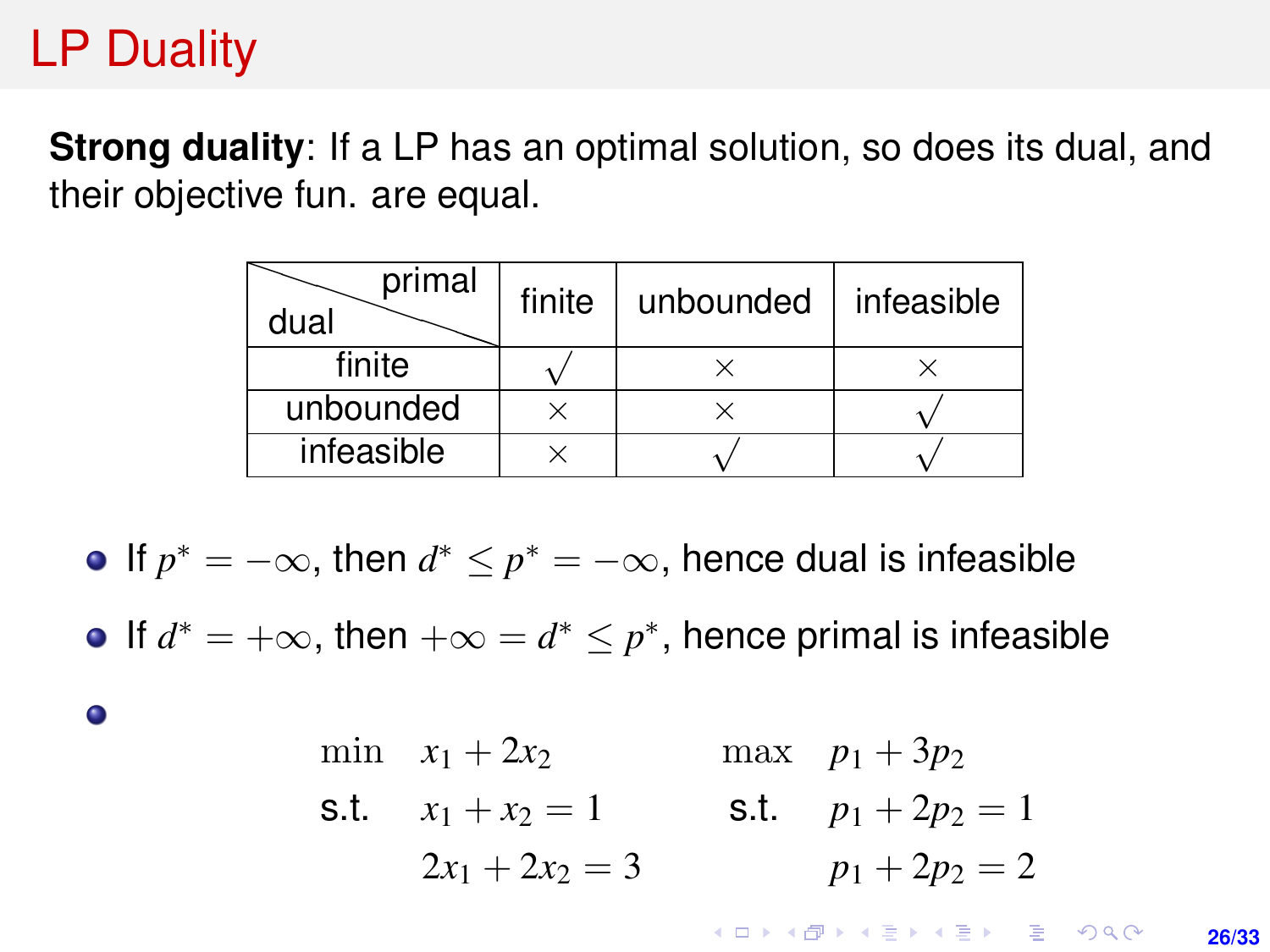# LP Duality

**Strong duality**: If a LP has an optimal solution, so does its dual, and their objective fun. are equal.

| dual \ primal | finite | unbounded | infeasible |
|---|---|---|---|
| finite | $\surd$ | $\times$ | $\times$ |
| unbounded | $\times$ | $\times$ | $\surd$ |
| infeasible | $\times$ | $\surd$ | $\surd$ |

- If $p^* = -\infty$, then $d^* \leq p^* = -\infty$, hence dual is infeasible
- If $d^* = +\infty$, then $+\infty = d^* \leq p^*$, hence primal is infeasible
- $$\begin{array}{llll} \min & x_1 + 2x_2 & \max & p_1 + 3p_2 \\ \text{s.t.} & x_1 + x_2 = 1 & \text{s.t.} & p_1 + 2p_2 = 1 \\ & 2x_1 + 2x_2 = 3 & & p_1 + 2p_2 = 2 \end{array}$$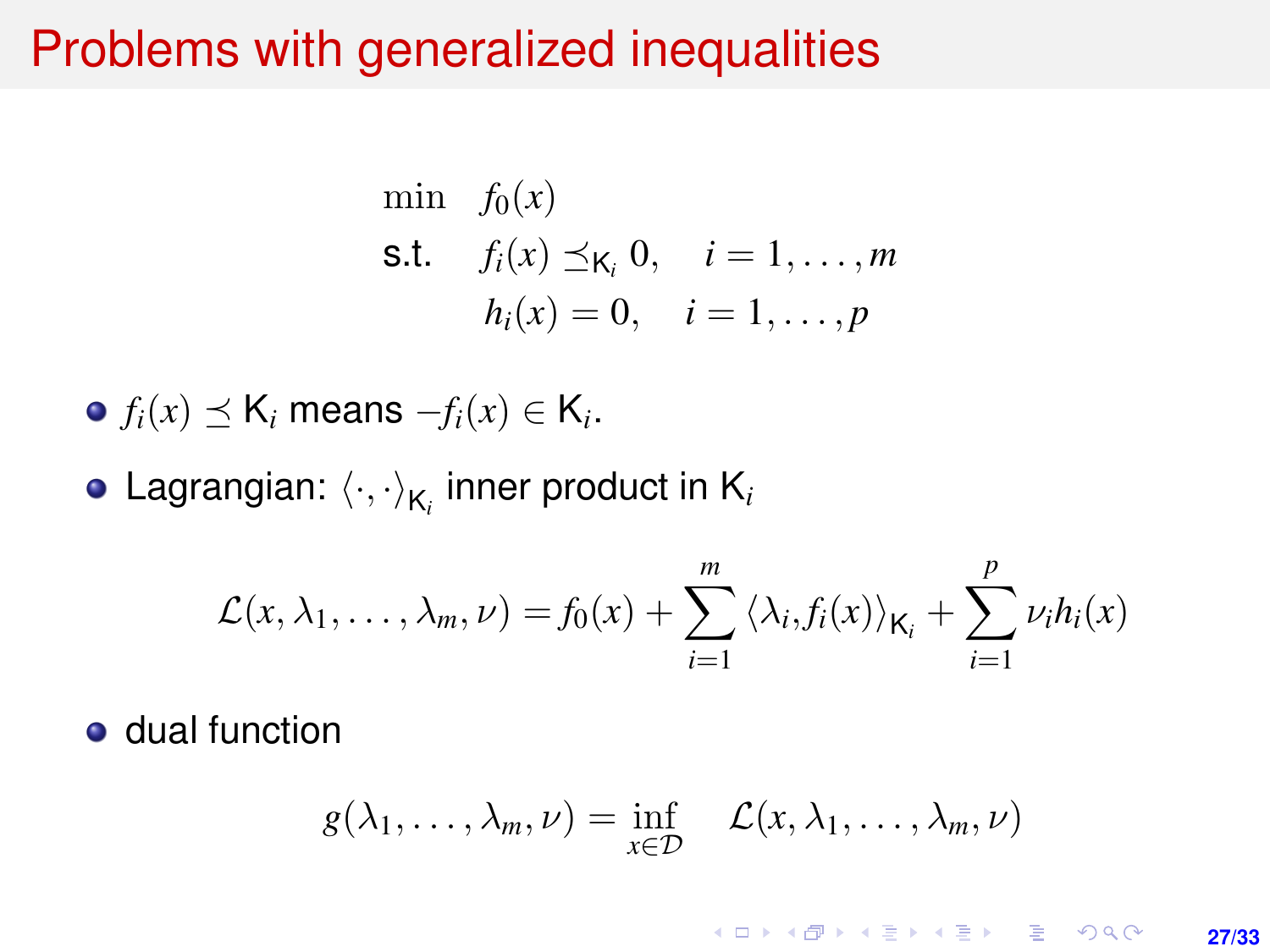# Problems with generalized inequalities

$$
\begin{aligned}
\min \quad & f_0(x) \\
\text{s.t.} \quad & f_i(x) \preceq_{K_i} 0, \quad i = 1, \dots, m \\
& h_i(x) = 0, \quad i = 1, \dots, p
\end{aligned}
$$

- $f_i(x) \preceq K_i$ means $-f_i(x) \in K_i$.
- Lagrangian: $\langle \cdot, \cdot \rangle_{K_i}$ inner product in $K_i$

$$
\mathcal{L}(x, \lambda_1, \dots, \lambda_m, \nu) = f_0(x) + \sum_{i=1}^{m} \langle \lambda_i, f_i(x) \rangle_{K_i} + \sum_{i=1}^{p} \nu_i h_i(x)
$$

- dual function

$$
g(\lambda_1, \dots, \lambda_m, \nu) = \inf_{x \in \mathcal{D}} \quad \mathcal{L}(x, \lambda_1, \dots, \lambda_m, \nu)
$$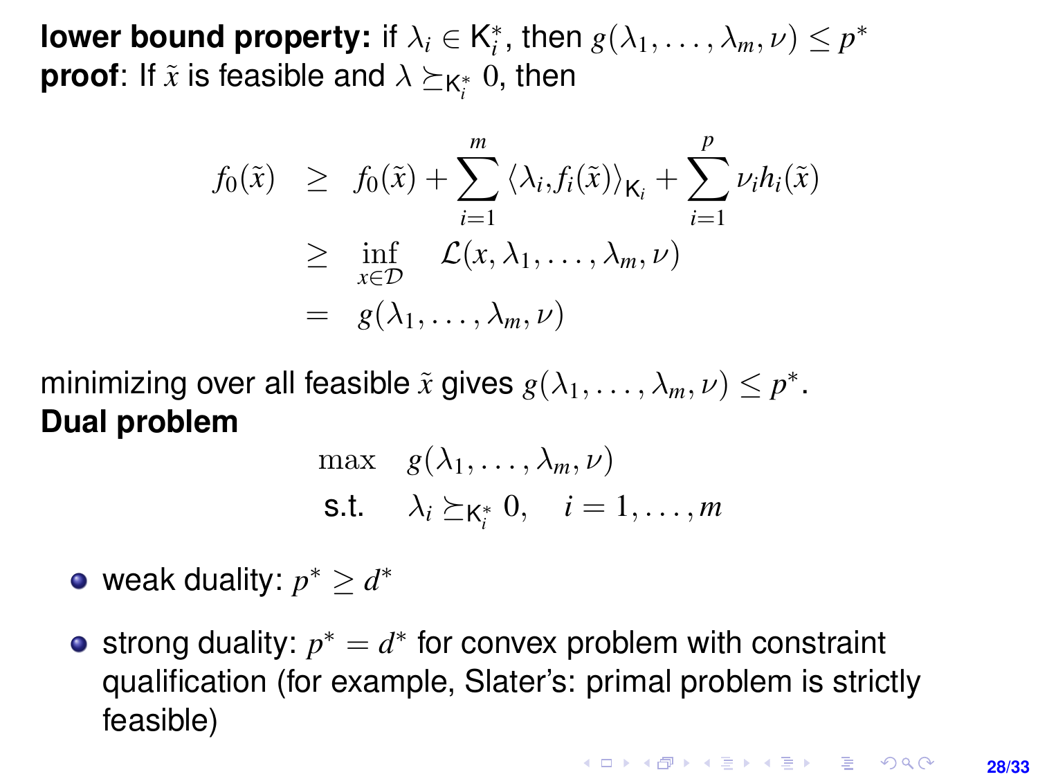**lower bound property:** if $\lambda_i \in K_i^*$, then $g(\lambda_1, \ldots, \lambda_m, \nu) \leq p^*$
**proof**: If $\tilde{x}$ is feasible and $\lambda \succeq_{K_i^*} 0$, then

$$
\begin{aligned}
f_0(\tilde{x}) &\geq f_0(\tilde{x}) + \sum_{i=1}^{m} \langle \lambda_i, f_i(\tilde{x}) \rangle_{K_i} + \sum_{i=1}^{p} \nu_i h_i(\tilde{x}) \\
&\geq \inf_{x \in \mathcal{D}} \quad \mathcal{L}(x, \lambda_1, \ldots, \lambda_m, \nu) \\
&= g(\lambda_1, \ldots, \lambda_m, \nu)
\end{aligned}
$$

minimizing over all feasible $\tilde{x}$ gives $g(\lambda_1, \ldots, \lambda_m, \nu) \leq p^*$.

**Dual problem**

$$
\begin{aligned}
\max \quad & g(\lambda_1, \ldots, \lambda_m, \nu) \\
\text{s.t.} \quad & \lambda_i \succeq_{K_i^*} 0, \quad i = 1, \ldots, m
\end{aligned}
$$

- weak duality: $p^* \geq d^*$
- strong duality: $p^* = d^*$ for convex problem with constraint qualification (for example, Slater's: primal problem is strictly feasible)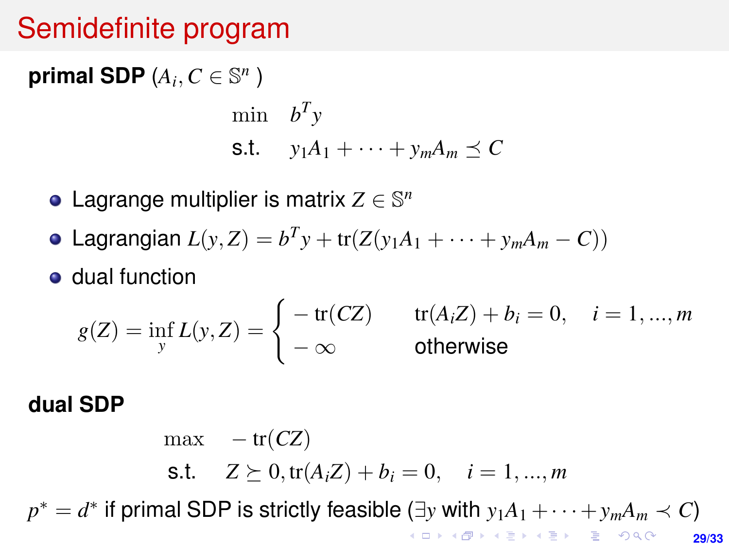# Semidefinite program

**primal SDP** ($A_i, C \in \mathbb{S}^n$)

$$
\begin{array}{ll}
\min & b^T y \\
\text{s.t.} & y_1 A_1 + \cdots + y_m A_m \preceq C
\end{array}
$$

- Lagrange multiplier is matrix $Z \in \mathbb{S}^n$
- Lagrangian $L(y, Z) = b^T y + \mathrm{tr}(Z(y_1 A_1 + \cdots + y_m A_m - C))$
- dual function

$$
g(Z) = \inf_y L(y, Z) = \begin{cases} -\mathrm{tr}(CZ) & \mathrm{tr}(A_i Z) + b_i = 0, \quad i = 1, \ldots, m \\ -\infty & \text{otherwise} \end{cases}
$$

**dual SDP**

$$
\begin{array}{ll}
\max & -\mathrm{tr}(CZ) \\
\text{s.t.} & Z \succeq 0, \mathrm{tr}(A_i Z) + b_i = 0, \quad i = 1, \ldots, m
\end{array}
$$

$p^* = d^*$ if primal SDP is strictly feasible ($\exists y$ with $y_1 A_1 + \cdots + y_m A_m \prec C$)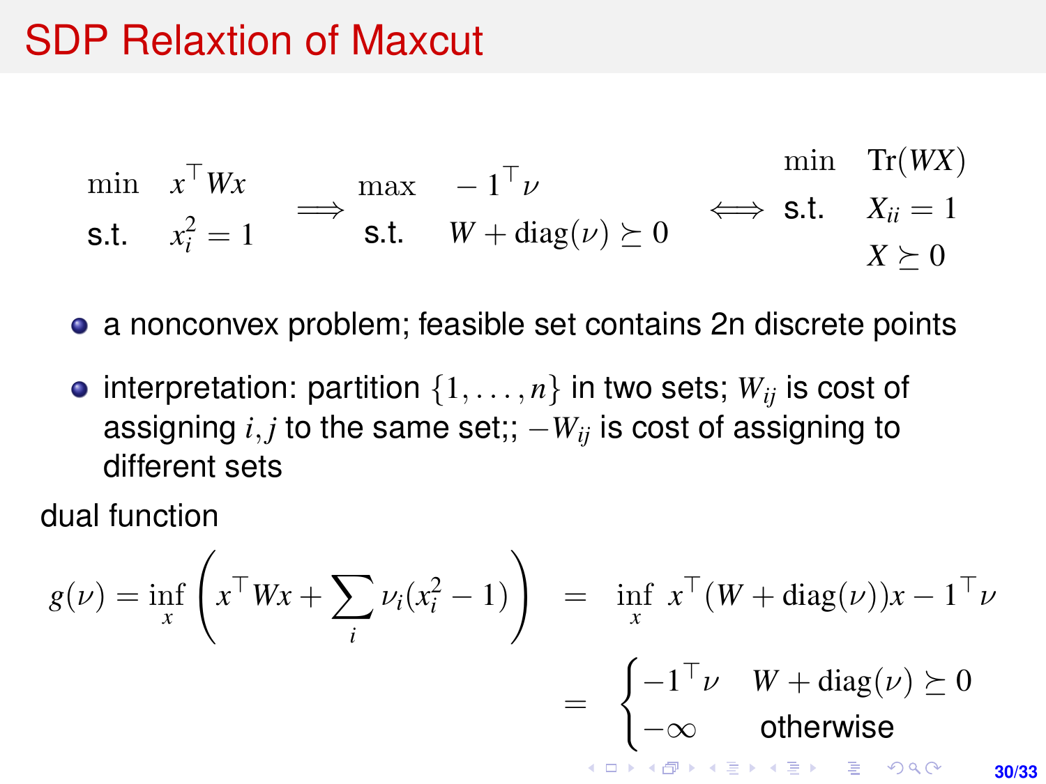# SDP Relaxtion of Maxcut

$$
\begin{array}{ll} \min & x^\top W x \\ \text{s.t.} & x_i^2 = 1 \end{array}
\quad \Longrightarrow \quad
\begin{array}{ll} \max & -1^\top \nu \\ \text{s.t.} & W + \operatorname{diag}(\nu) \succeq 0 \end{array}
\quad \Longleftrightarrow \quad
\begin{array}{ll} \min & \operatorname{Tr}(WX) \\ \text{s.t.} & X_{ii} = 1 \\ & X \succeq 0 \end{array}
$$

- a nonconvex problem; feasible set contains 2n discrete points
- interpretation: partition $\{1, \ldots, n\}$ in two sets; $W_{ij}$ is cost of assigning $i, j$ to the same set;; $-W_{ij}$ is cost of assigning to different sets

dual function

$$
g(\nu) = \inf_x \left( x^\top W x + \sum_i \nu_i (x_i^2 - 1) \right) = \inf_x \; x^\top (W + \operatorname{diag}(\nu)) x - 1^\top \nu
$$

$$
= \begin{cases} -1^\top \nu & W + \operatorname{diag}(\nu) \succeq 0 \\ -\infty & \text{otherwise} \end{cases}
$$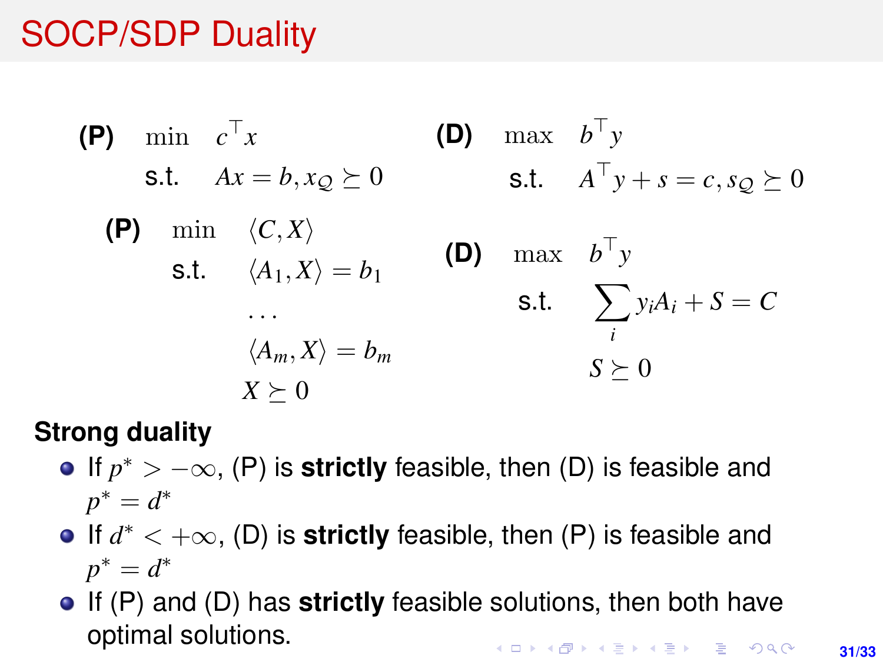# SOCP/SDP Duality

**(P)** $\min \quad c^\top x$

s.t. $\quad Ax = b, x_{\mathcal{Q}} \succeq 0$

**(D)** $\max \quad b^\top y$

s.t. $\quad A^\top y + s = c, s_{\mathcal{Q}} \succeq 0$

**(P)** $\min \quad \langle C, X \rangle$

s.t. $\quad \langle A_1, X \rangle = b_1$

$\quad \ldots$

$\quad \langle A_m, X \rangle = b_m$

$\quad X \succeq 0$

**(D)** $\max \quad b^\top y$

s.t. $\quad \sum_i y_i A_i + S = C$

$\quad S \succeq 0$

**Strong duality**

- If $p^* > -\infty$, (P) is **strictly** feasible, then (D) is feasible and $p^* = d^*$
- If $d^* < +\infty$, (D) is **strictly** feasible, then (P) is feasible and $p^* = d^*$
- If (P) and (D) has **strictly** feasible solutions, then both have optimal solutions.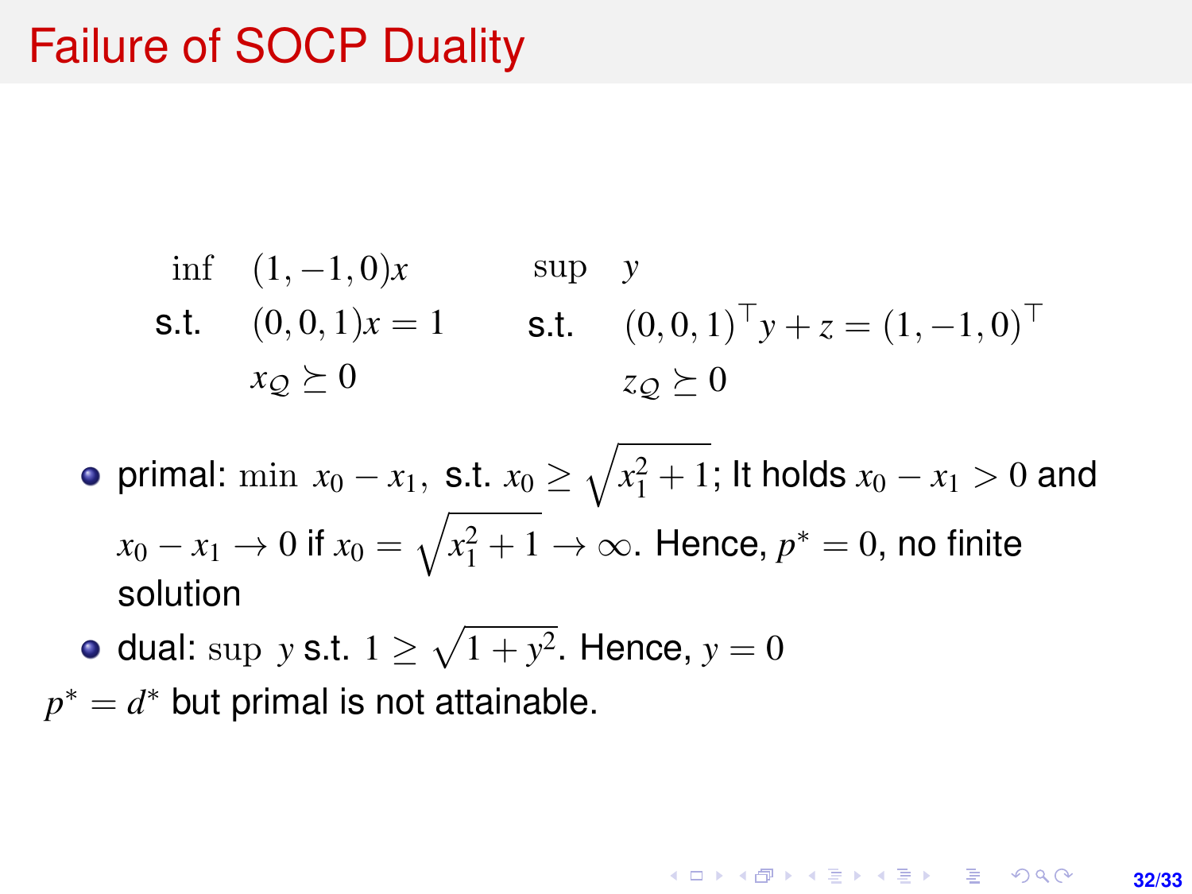# Failure of SOCP Duality

$$
\begin{array}{ll}
\inf & (1,-1,0)x \\
\text{s.t.} & (0,0,1)x = 1 \\
 & x_{\mathcal{Q}} \succeq 0
\end{array}
\qquad\qquad
\begin{array}{ll}
\sup & y \\
\text{s.t.} & (0,0,1)^\top y + z = (1,-1,0)^\top \\
 & z_{\mathcal{Q}} \succeq 0
\end{array}
$$

- primal: $\min\ x_0 - x_1,$ s.t. $x_0 \geq \sqrt{x_1^2 + 1}$; It holds $x_0 - x_1 > 0$ and $x_0 - x_1 \to 0$ if $x_0 = \sqrt{x_1^2 + 1} \to \infty$. Hence, $p^* = 0$, no finite solution
- dual: $\sup\ y$ s.t. $1 \geq \sqrt{1 + y^2}$. Hence, $y = 0$

$p^* = d^*$ but primal is not attainable.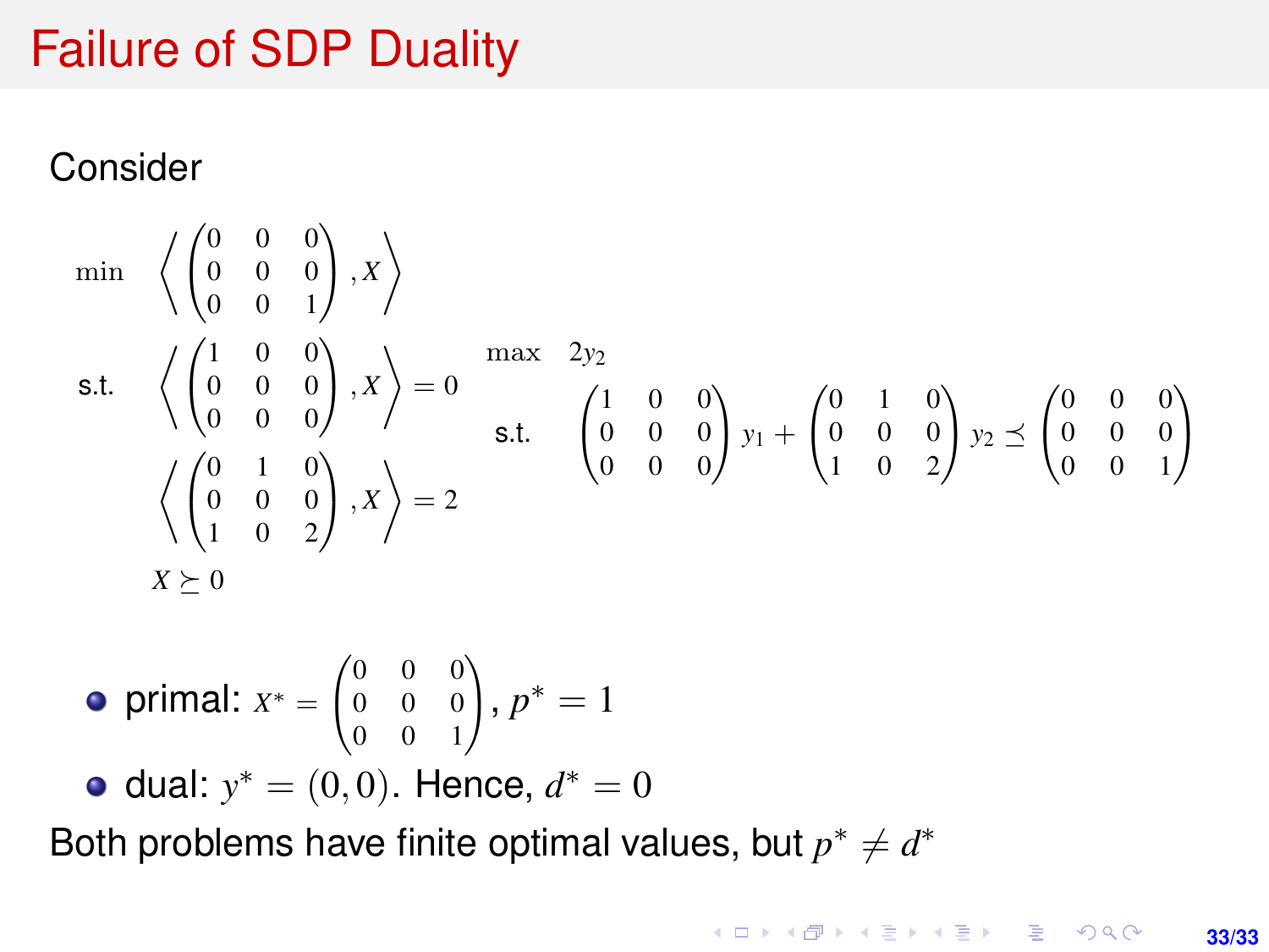# Failure of SDP Duality

Consider

$$
\begin{array}{ll}
\min & \left\langle \begin{pmatrix} 0 & 0 & 0 \\ 0 & 0 & 0 \\ 0 & 0 & 1 \end{pmatrix}, X \right\rangle \\
\text{s.t.} & \left\langle \begin{pmatrix} 1 & 0 & 0 \\ 0 & 0 & 0 \\ 0 & 0 & 0 \end{pmatrix}, X \right\rangle = 0 \\
& \left\langle \begin{pmatrix} 0 & 1 & 0 \\ 0 & 0 & 0 \\ 1 & 0 & 2 \end{pmatrix}, X \right\rangle = 2 \\
& X \succeq 0
\end{array}
\qquad
\begin{array}{ll}
\max & 2y_2 \\
\text{s.t.} & \begin{pmatrix} 1 & 0 & 0 \\ 0 & 0 & 0 \\ 0 & 0 & 0 \end{pmatrix} y_1 + \begin{pmatrix} 0 & 1 & 0 \\ 0 & 0 & 0 \\ 1 & 0 & 2 \end{pmatrix} y_2 \preceq \begin{pmatrix} 0 & 0 & 0 \\ 0 & 0 & 0 \\ 0 & 0 & 1 \end{pmatrix}
\end{array}
$$

- primal: $X^* = \begin{pmatrix} 0 & 0 & 0 \\ 0 & 0 & 0 \\ 0 & 0 & 1 \end{pmatrix}$, $p^* = 1$
- dual: $y^* = (0, 0)$. Hence, $d^* = 0$

Both problems have finite optimal values, but $p^* \neq d^*$